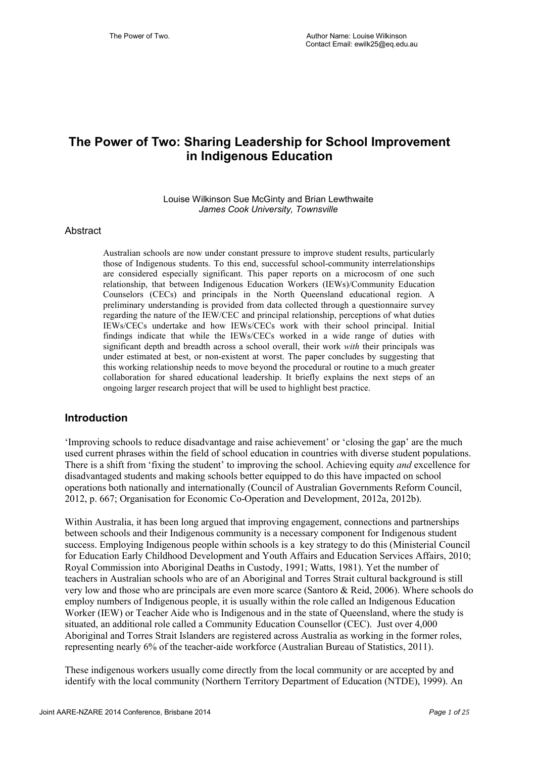# The Power of Two: Sharing Leadership for School Improvement in Indigenous Education

Louise Wilkinson Sue McGinty and Brian Lewthwaite
*James Cook University, Townsville*

## Abstract

Australian schools are now under constant pressure to improve student results, particularly those of Indigenous students. To this end, successful school-community interrelationships are considered especially significant. This paper reports on a microcosm of one such relationship, that between Indigenous Education Workers (IEWs)/Community Education Counselors (CECs) and principals in the North Queensland educational region. A preliminary understanding is provided from data collected through a questionnaire survey regarding the nature of the IEW/CEC and principal relationship, perceptions of what duties IEWs/CECs undertake and how IEWs/CECs work with their school principal. Initial findings indicate that while the IEWs/CECs worked in a wide range of duties with significant depth and breadth across a school overall, their work *with* their principals was under estimated at best, or non-existent at worst. The paper concludes by suggesting that this working relationship needs to move beyond the procedural or routine to a much greater collaboration for shared educational leadership. It briefly explains the next steps of an ongoing larger research project that will be used to highlight best practice.

## Introduction

'Improving schools to reduce disadvantage and raise achievement' or 'closing the gap' are the much used current phrases within the field of school education in countries with diverse student populations. There is a shift from 'fixing the student' to improving the school. Achieving equity *and* excellence for disadvantaged students and making schools better equipped to do this have impacted on school operations both nationally and internationally (Council of Australian Governments Reform Council, 2012, p. 667; Organisation for Economic Co-Operation and Development, 2012a, 2012b).

Within Australia, it has been long argued that improving engagement, connections and partnerships between schools and their Indigenous community is a necessary component for Indigenous student success. Employing Indigenous people within schools is a key strategy to do this (Ministerial Council for Education Early Childhood Development and Youth Affairs and Education Services Affairs, 2010; Royal Commission into Aboriginal Deaths in Custody, 1991; Watts, 1981). Yet the number of teachers in Australian schools who are of an Aboriginal and Torres Strait cultural background is still very low and those who are principals are even more scarce (Santoro & Reid, 2006). Where schools do employ numbers of Indigenous people, it is usually within the role called an Indigenous Education Worker (IEW) or Teacher Aide who is Indigenous and in the state of Queensland, where the study is situated, an additional role called a Community Education Counsellor (CEC). Just over 4,000 Aboriginal and Torres Strait Islanders are registered across Australia as working in the former roles, representing nearly 6% of the teacher-aide workforce (Australian Bureau of Statistics, 2011).

These indigenous workers usually come directly from the local community or are accepted by and identify with the local community (Northern Territory Department of Education (NTDE), 1999). An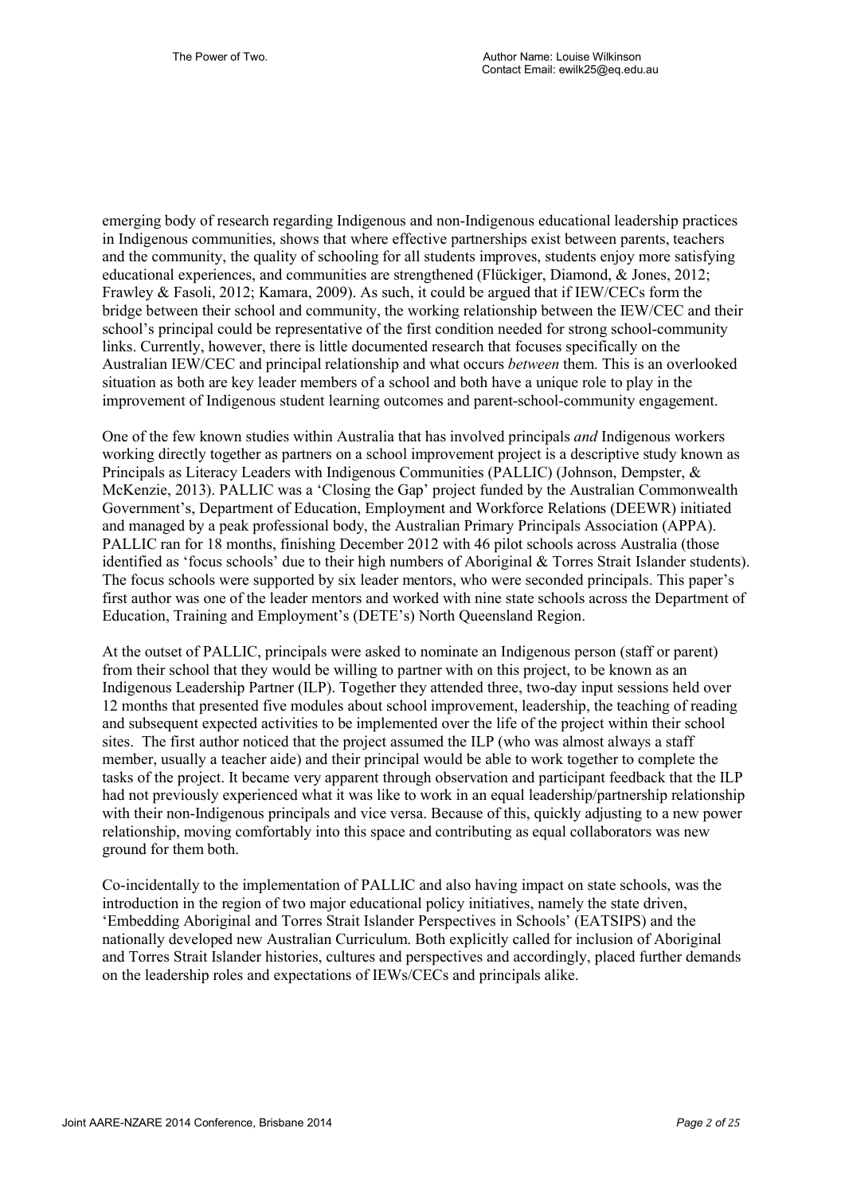emerging body of research regarding Indigenous and non-Indigenous educational leadership practices in Indigenous communities, shows that where effective partnerships exist between parents, teachers and the community, the quality of schooling for all students improves, students enjoy more satisfying educational experiences, and communities are strengthened (Flückiger, Diamond, & Jones, 2012; Frawley & Fasoli, 2012; Kamara, 2009). As such, it could be argued that if IEW/CECs form the bridge between their school and community, the working relationship between the IEW/CEC and their school's principal could be representative of the first condition needed for strong school-community links. Currently, however, there is little documented research that focuses specifically on the Australian IEW/CEC and principal relationship and what occurs *between* them. This is an overlooked situation as both are key leader members of a school and both have a unique role to play in the improvement of Indigenous student learning outcomes and parent-school-community engagement.

One of the few known studies within Australia that has involved principals *and* Indigenous workers working directly together as partners on a school improvement project is a descriptive study known as Principals as Literacy Leaders with Indigenous Communities (PALLIC) (Johnson, Dempster, & McKenzie, 2013). PALLIC was a 'Closing the Gap' project funded by the Australian Commonwealth Government's, Department of Education, Employment and Workforce Relations (DEEWR) initiated and managed by a peak professional body, the Australian Primary Principals Association (APPA). PALLIC ran for 18 months, finishing December 2012 with 46 pilot schools across Australia (those identified as 'focus schools' due to their high numbers of Aboriginal & Torres Strait Islander students). The focus schools were supported by six leader mentors, who were seconded principals. This paper's first author was one of the leader mentors and worked with nine state schools across the Department of Education, Training and Employment's (DETE's) North Queensland Region.

At the outset of PALLIC, principals were asked to nominate an Indigenous person (staff or parent) from their school that they would be willing to partner with on this project, to be known as an Indigenous Leadership Partner (ILP). Together they attended three, two-day input sessions held over 12 months that presented five modules about school improvement, leadership, the teaching of reading and subsequent expected activities to be implemented over the life of the project within their school sites. The first author noticed that the project assumed the ILP (who was almost always a staff member, usually a teacher aide) and their principal would be able to work together to complete the tasks of the project. It became very apparent through observation and participant feedback that the ILP had not previously experienced what it was like to work in an equal leadership/partnership relationship with their non-Indigenous principals and vice versa. Because of this, quickly adjusting to a new power relationship, moving comfortably into this space and contributing as equal collaborators was new ground for them both.

Co-incidentally to the implementation of PALLIC and also having impact on state schools, was the introduction in the region of two major educational policy initiatives, namely the state driven, 'Embedding Aboriginal and Torres Strait Islander Perspectives in Schools' (EATSIPS) and the nationally developed new Australian Curriculum. Both explicitly called for inclusion of Aboriginal and Torres Strait Islander histories, cultures and perspectives and accordingly, placed further demands on the leadership roles and expectations of IEWs/CECs and principals alike.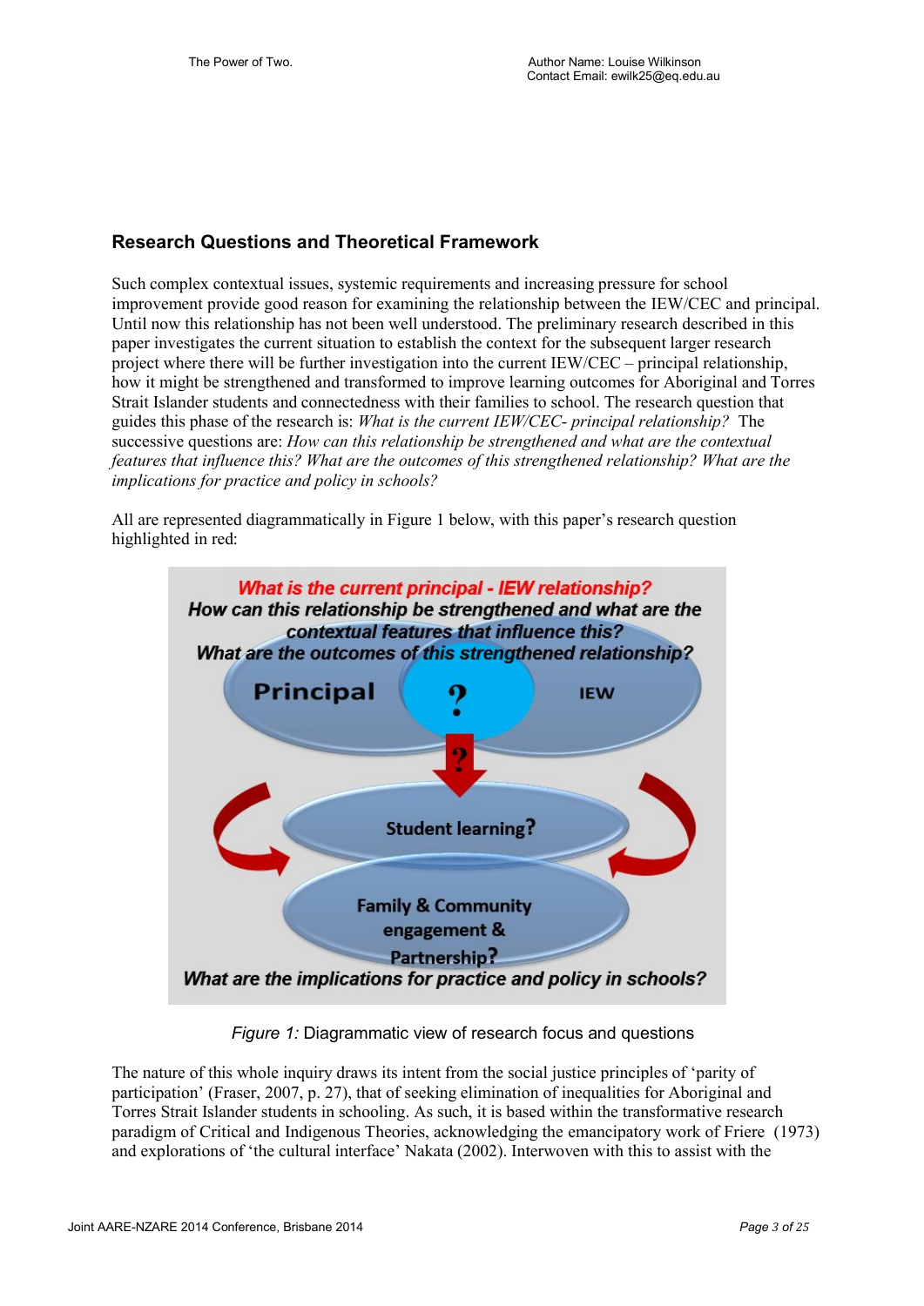## Research Questions and Theoretical Framework

Such complex contextual issues, systemic requirements and increasing pressure for school improvement provide good reason for examining the relationship between the IEW/CEC and principal. Until now this relationship has not been well understood. The preliminary research described in this paper investigates the current situation to establish the context for the subsequent larger research project where there will be further investigation into the current IEW/CEC – principal relationship, how it might be strengthened and transformed to improve learning outcomes for Aboriginal and Torres Strait Islander students and connectedness with their families to school. The research question that guides this phase of the research is: *What is the current IEW/CEC- principal relationship?* The successive questions are: *How can this relationship be strengthened and what are the contextual features that influence this? What are the outcomes of this strengthened relationship? What are the implications for practice and policy in schools?*

All are represented diagrammatically in Figure 1 below, with this paper's research question highlighted in red:

*Figure 1:* Diagrammatic view of research focus and questions

The nature of this whole inquiry draws its intent from the social justice principles of 'parity of participation' (Fraser, 2007, p. 27), that of seeking elimination of inequalities for Aboriginal and Torres Strait Islander students in schooling. As such, it is based within the transformative research paradigm of Critical and Indigenous Theories, acknowledging the emancipatory work of Friere (1973) and explorations of 'the cultural interface' Nakata (2002). Interwoven with this to assist with the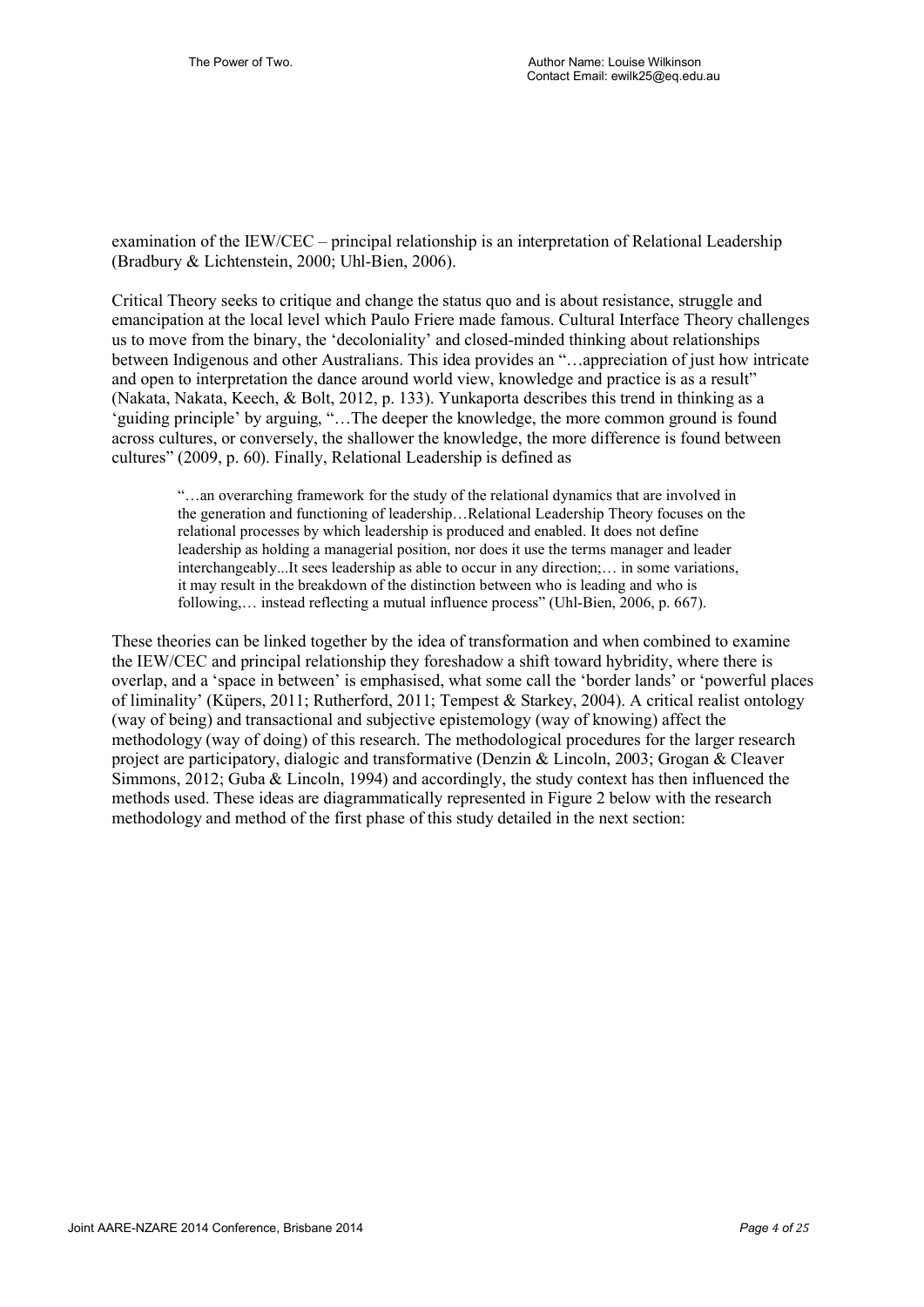examination of the IEW/CEC – principal relationship is an interpretation of Relational Leadership (Bradbury & Lichtenstein, 2000; Uhl-Bien, 2006).

Critical Theory seeks to critique and change the status quo and is about resistance, struggle and emancipation at the local level which Paulo Friere made famous. Cultural Interface Theory challenges us to move from the binary, the 'decoloniality' and closed-minded thinking about relationships between Indigenous and other Australians. This idea provides an "…appreciation of just how intricate and open to interpretation the dance around world view, knowledge and practice is as a result" (Nakata, Nakata, Keech, & Bolt, 2012, p. 133). Yunkaporta describes this trend in thinking as a 'guiding principle' by arguing, "…The deeper the knowledge, the more common ground is found across cultures, or conversely, the shallower the knowledge, the more difference is found between cultures" (2009, p. 60). Finally, Relational Leadership is defined as

> "…an overarching framework for the study of the relational dynamics that are involved in the generation and functioning of leadership…Relational Leadership Theory focuses on the relational processes by which leadership is produced and enabled. It does not define leadership as holding a managerial position, nor does it use the terms manager and leader interchangeably...It sees leadership as able to occur in any direction;… in some variations, it may result in the breakdown of the distinction between who is leading and who is following,… instead reflecting a mutual influence process" (Uhl-Bien, 2006, p. 667).

These theories can be linked together by the idea of transformation and when combined to examine the IEW/CEC and principal relationship they foreshadow a shift toward hybridity, where there is overlap, and a 'space in between' is emphasised, what some call the 'border lands' or 'powerful places of liminality' (Küpers, 2011; Rutherford, 2011; Tempest & Starkey, 2004). A critical realist ontology (way of being) and transactional and subjective epistemology (way of knowing) affect the methodology (way of doing) of this research. The methodological procedures for the larger research project are participatory, dialogic and transformative (Denzin & Lincoln, 2003; Grogan & Cleaver Simmons, 2012; Guba & Lincoln, 1994) and accordingly, the study context has then influenced the methods used. These ideas are diagrammatically represented in Figure 2 below with the research methodology and method of the first phase of this study detailed in the next section: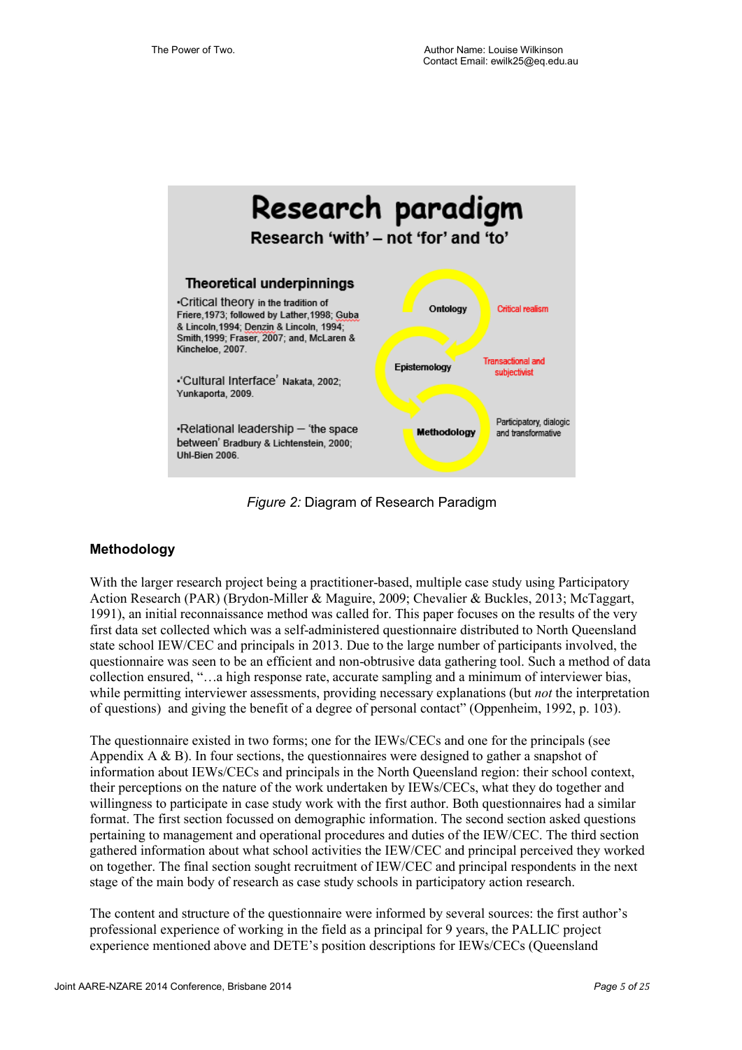# Research paradigm

**Research 'with' – not 'for' and 'to'**

**Theoretical underpinnings**

•Critical theory in the tradition of Friere,1973; followed by Lather,1998; Guba & Lincoln,1994; Denzin & Lincoln, 1994; Smith,1999; Fraser, 2007; and, McLaren & Kincheloe, 2007.

•'Cultural Interface' Nakata, 2002; Yunkaporta, 2009.

•Relational leadership – 'the space between' Bradbury & Lichtenstein, 2000; Uhl-Bien 2006.

Ontology – Critical realism

Epistemology – Transactional and subjectivist

Methodology – Participatory, dialogic and transformative

*Figure 2:* Diagram of Research Paradigm

## Methodology

With the larger research project being a practitioner-based, multiple case study using Participatory Action Research (PAR) (Brydon-Miller & Maguire, 2009; Chevalier & Buckles, 2013; McTaggart, 1991), an initial reconnaissance method was called for. This paper focuses on the results of the very first data set collected which was a self-administered questionnaire distributed to North Queensland state school IEW/CEC and principals in 2013. Due to the large number of participants involved, the questionnaire was seen to be an efficient and non-obtrusive data gathering tool. Such a method of data collection ensured, "…a high response rate, accurate sampling and a minimum of interviewer bias, while permitting interviewer assessments, providing necessary explanations (but *not* the interpretation of questions) and giving the benefit of a degree of personal contact" (Oppenheim, 1992, p. 103).

The questionnaire existed in two forms; one for the IEWs/CECs and one for the principals (see Appendix A & B). In four sections, the questionnaires were designed to gather a snapshot of information about IEWs/CECs and principals in the North Queensland region: their school context, their perceptions on the nature of the work undertaken by IEWs/CECs, what they do together and willingness to participate in case study work with the first author. Both questionnaires had a similar format. The first section focussed on demographic information. The second section asked questions pertaining to management and operational procedures and duties of the IEW/CEC. The third section gathered information about what school activities the IEW/CEC and principal perceived they worked on together. The final section sought recruitment of IEW/CEC and principal respondents in the next stage of the main body of research as case study schools in participatory action research.

The content and structure of the questionnaire were informed by several sources: the first author's professional experience of working in the field as a principal for 9 years, the PALLIC project experience mentioned above and DETE's position descriptions for IEWs/CECs (Queensland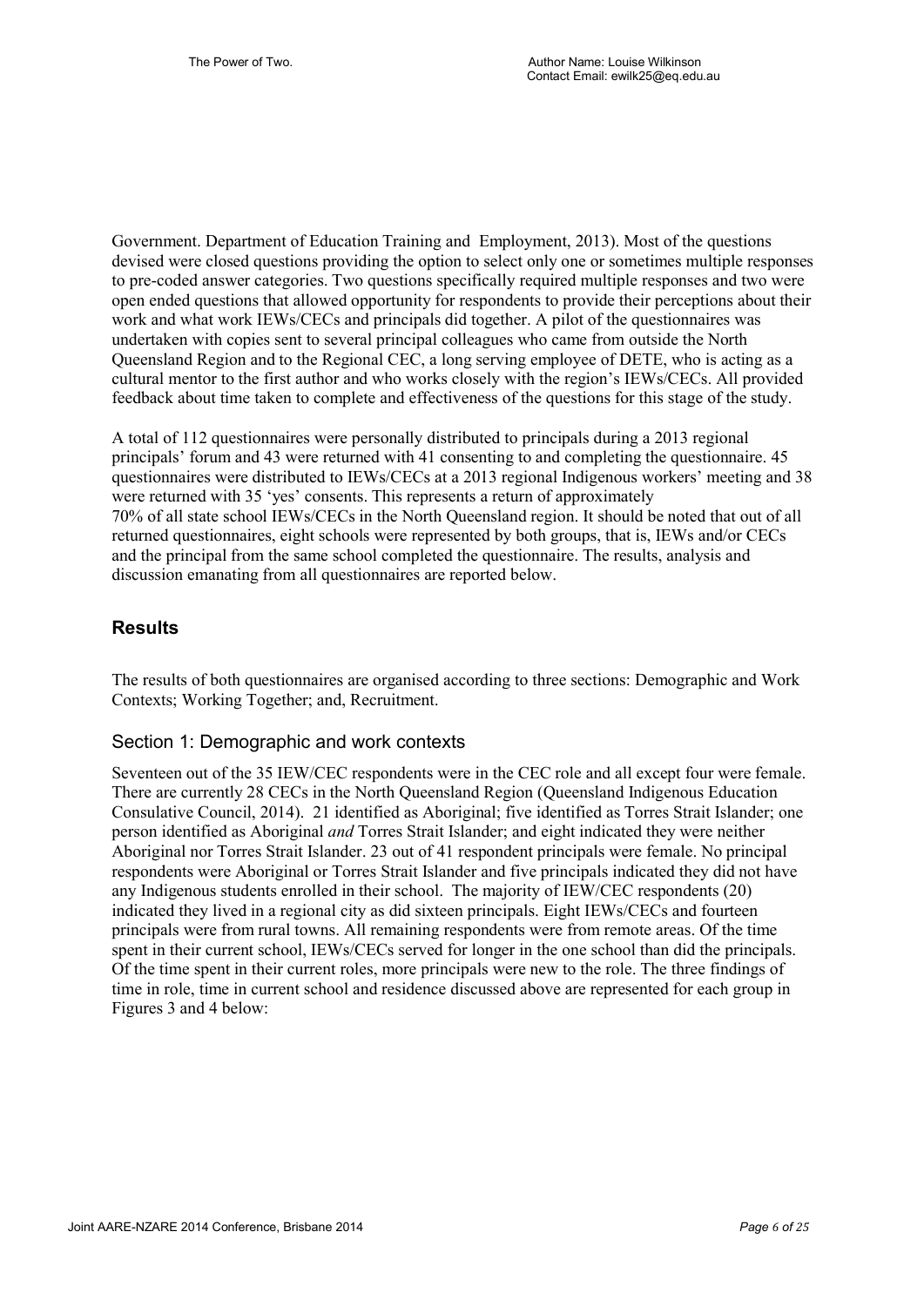Government. Department of Education Training and Employment, 2013). Most of the questions devised were closed questions providing the option to select only one or sometimes multiple responses to pre-coded answer categories. Two questions specifically required multiple responses and two were open ended questions that allowed opportunity for respondents to provide their perceptions about their work and what work IEWs/CECs and principals did together. A pilot of the questionnaires was undertaken with copies sent to several principal colleagues who came from outside the North Queensland Region and to the Regional CEC, a long serving employee of DETE, who is acting as a cultural mentor to the first author and who works closely with the region's IEWs/CECs. All provided feedback about time taken to complete and effectiveness of the questions for this stage of the study.

A total of 112 questionnaires were personally distributed to principals during a 2013 regional principals' forum and 43 were returned with 41 consenting to and completing the questionnaire. 45 questionnaires were distributed to IEWs/CECs at a 2013 regional Indigenous workers' meeting and 38 were returned with 35 'yes' consents. This represents a return of approximately 70% of all state school IEWs/CECs in the North Queensland region. It should be noted that out of all returned questionnaires, eight schools were represented by both groups, that is, IEWs and/or CECs and the principal from the same school completed the questionnaire. The results, analysis and discussion emanating from all questionnaires are reported below.

## Results

The results of both questionnaires are organised according to three sections: Demographic and Work Contexts; Working Together; and, Recruitment.

### Section 1: Demographic and work contexts

Seventeen out of the 35 IEW/CEC respondents were in the CEC role and all except four were female. There are currently 28 CECs in the North Queensland Region (Queensland Indigenous Education Consulative Council, 2014). 21 identified as Aboriginal; five identified as Torres Strait Islander; one person identified as Aboriginal *and* Torres Strait Islander; and eight indicated they were neither Aboriginal nor Torres Strait Islander. 23 out of 41 respondent principals were female. No principal respondents were Aboriginal or Torres Strait Islander and five principals indicated they did not have any Indigenous students enrolled in their school. The majority of IEW/CEC respondents (20) indicated they lived in a regional city as did sixteen principals. Eight IEWs/CECs and fourteen principals were from rural towns. All remaining respondents were from remote areas. Of the time spent in their current school, IEWs/CECs served for longer in the one school than did the principals. Of the time spent in their current roles, more principals were new to the role. The three findings of time in role, time in current school and residence discussed above are represented for each group in Figures 3 and 4 below: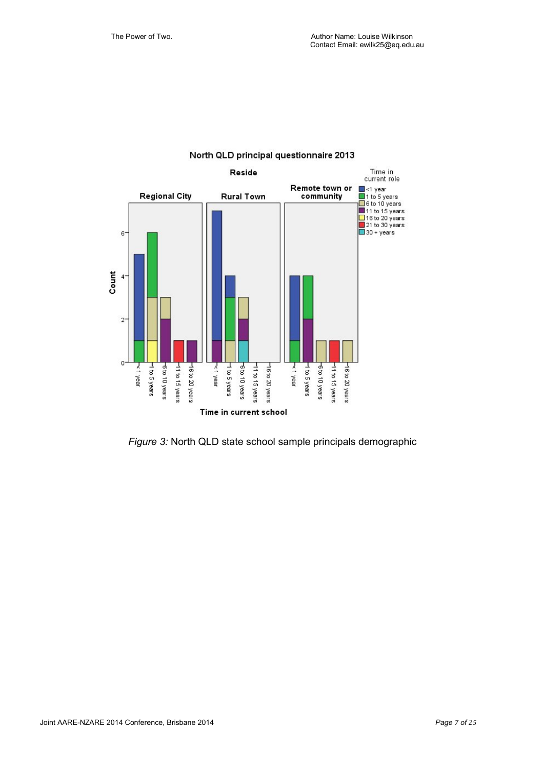*Figure 3:* North QLD state school sample principals demographic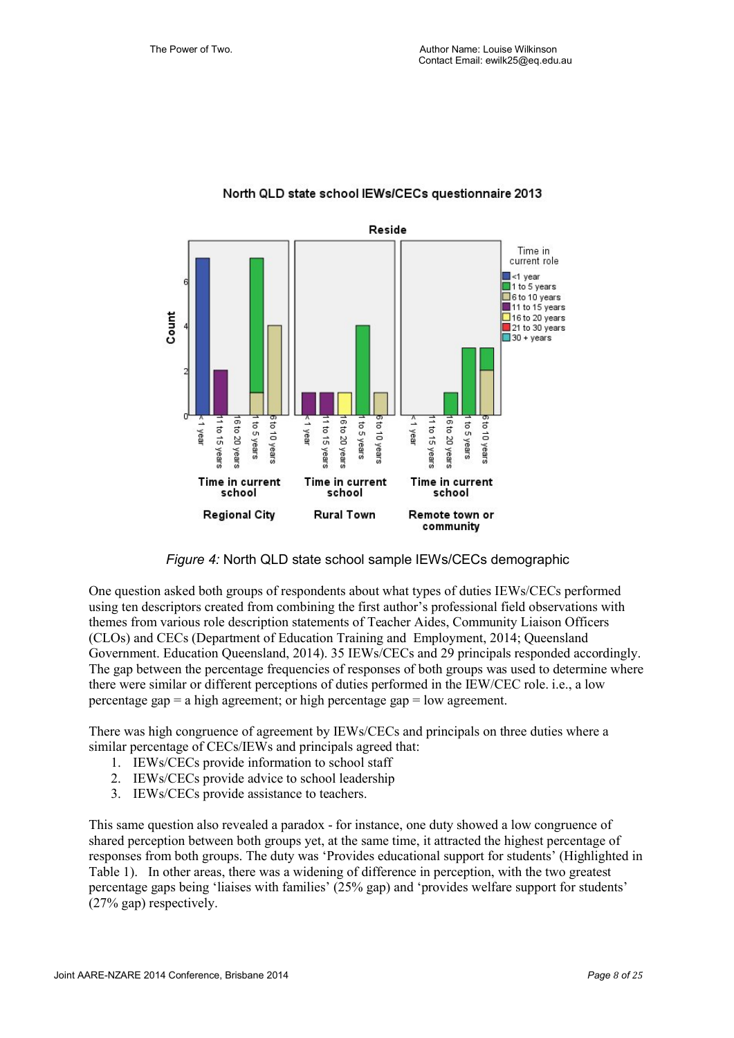*Figure 4:* North QLD state school sample IEWs/CECs demographic

One question asked both groups of respondents about what types of duties IEWs/CECs performed using ten descriptors created from combining the first author's professional field observations with themes from various role description statements of Teacher Aides, Community Liaison Officers (CLOs) and CECs (Department of Education Training and Employment, 2014; Queensland Government. Education Queensland, 2014). 35 IEWs/CECs and 29 principals responded accordingly. The gap between the percentage frequencies of responses of both groups was used to determine where there were similar or different perceptions of duties performed in the IEW/CEC role. i.e., a low percentage gap = a high agreement; or high percentage gap = low agreement.

There was high congruence of agreement by IEWs/CECs and principals on three duties where a similar percentage of CECs/IEWs and principals agreed that:

1. IEWs/CECs provide information to school staff
2. IEWs/CECs provide advice to school leadership
3. IEWs/CECs provide assistance to teachers.

This same question also revealed a paradox - for instance, one duty showed a low congruence of shared perception between both groups yet, at the same time, it attracted the highest percentage of responses from both groups. The duty was 'Provides educational support for students' (Highlighted in Table 1). In other areas, there was a widening of difference in perception, with the two greatest percentage gaps being 'liaises with families' (25% gap) and 'provides welfare support for students' (27% gap) respectively.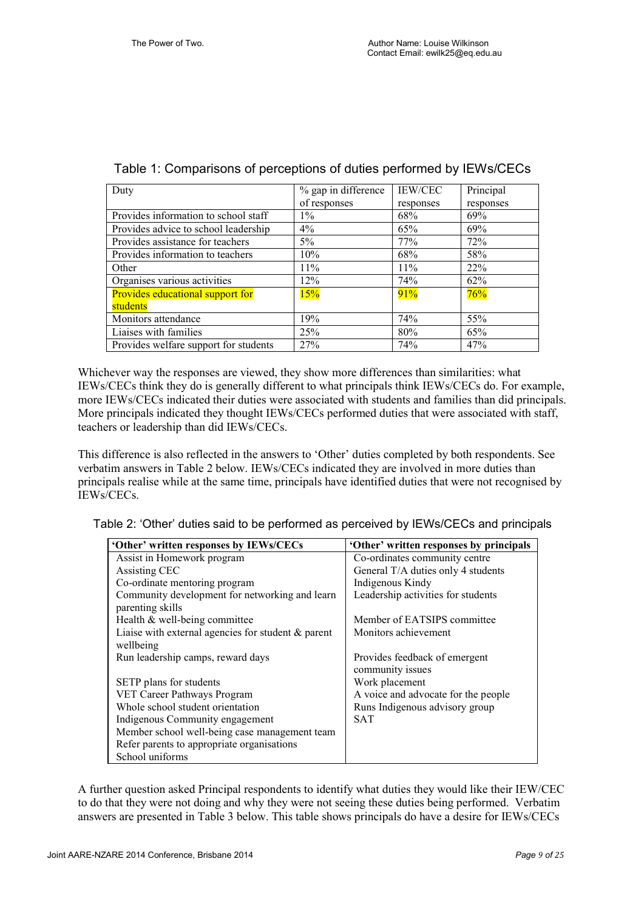Table 1: Comparisons of perceptions of duties performed by IEWs/CECs

| Duty | % gap in difference of responses | IEW/CEC responses | Principal responses |
|---|---|---|---|
| Provides information to school staff | 1% | 68% | 69% |
| Provides advice to school leadership | 4% | 65% | 69% |
| Provides assistance for teachers | 5% | 77% | 72% |
| Provides information to teachers | 10% | 68% | 58% |
| Other | 11% | 11% | 22% |
| Organises various activities | 12% | 74% | 62% |
| Provides educational support for students | 15% | 91% | 76% |
| Monitors attendance | 19% | 74% | 55% |
| Liaises with families | 25% | 80% | 65% |
| Provides welfare support for students | 27% | 74% | 47% |

Whichever way the responses are viewed, they show more differences than similarities: what IEWs/CECs think they do is generally different to what principals think IEWs/CECs do. For example, more IEWs/CECs indicated their duties were associated with students and families than did principals. More principals indicated they thought IEWs/CECs performed duties that were associated with staff, teachers or leadership than did IEWs/CECs.

This difference is also reflected in the answers to 'Other' duties completed by both respondents. See verbatim answers in Table 2 below. IEWs/CECs indicated they are involved in more duties than principals realise while at the same time, principals have identified duties that were not recognised by IEWs/CECs.

Table 2: 'Other' duties said to be performed as perceived by IEWs/CECs and principals

| 'Other' written responses by IEWs/CECs | 'Other' written responses by principals |
|---|---|
| Assist in Homework program | Co-ordinates community centre |
| Assisting CEC | General T/A duties only 4 students |
| Co-ordinate mentoring program | Indigenous Kindy |
| Community development for networking and learn parenting skills | Leadership activities for students |
| Health & well-being committee | Member of EATSIPS committee |
| Liaise with external agencies for student & parent wellbeing | Monitors achievement |
| Run leadership camps, reward days | Provides feedback of emergent community issues |
| SETP plans for students | Work placement |
| VET Career Pathways Program | A voice and advocate for the people |
| Whole school student orientation | Runs Indigenous advisory group |
| Indigenous Community engagement | SAT |
| Member school well-being case management team | |
| Refer parents to appropriate organisations | |
| School uniforms | |

A further question asked Principal respondents to identify what duties they would like their IEW/CEC to do that they were not doing and why they were not seeing these duties being performed. Verbatim answers are presented in Table 3 below. This table shows principals do have a desire for IEWs/CECs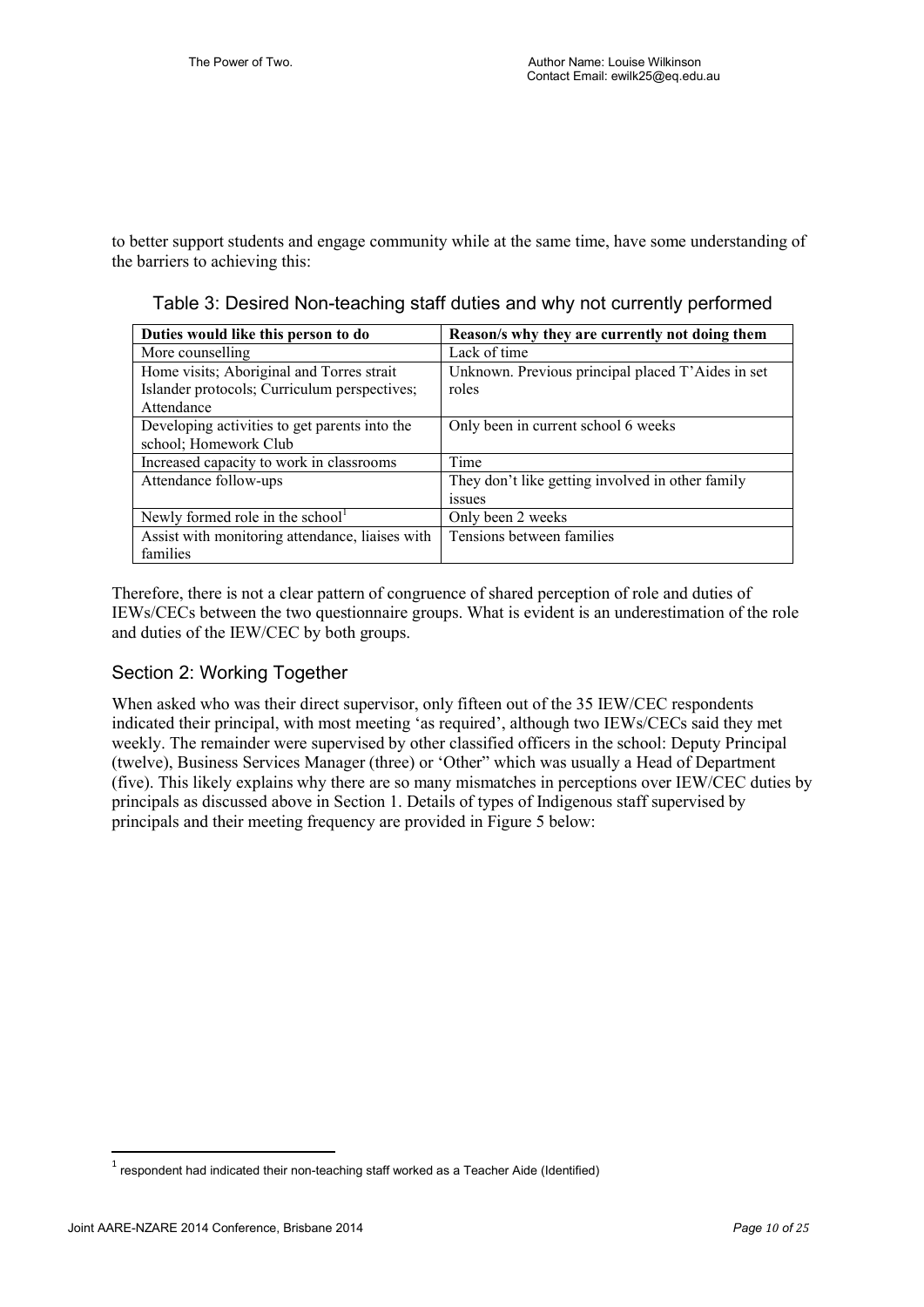to better support students and engage community while at the same time, have some understanding of the barriers to achieving this:

Table 3: Desired Non-teaching staff duties and why not currently performed

| **Duties would like this person to do** | **Reason/s why they are currently not doing them** |
| --- | --- |
| More counselling | Lack of time |
| Home visits; Aboriginal and Torres strait Islander protocols; Curriculum perspectives; Attendance | Unknown. Previous principal placed T'Aides in set roles |
| Developing activities to get parents into the school; Homework Club | Only been in current school 6 weeks |
| Increased capacity to work in classrooms | Time |
| Attendance follow-ups | They don't like getting involved in other family issues |
| Newly formed role in the school[1] | Only been 2 weeks |
| Assist with monitoring attendance, liaises with families | Tensions between families |

Therefore, there is not a clear pattern of congruence of shared perception of role and duties of IEWs/CECs between the two questionnaire groups. What is evident is an underestimation of the role and duties of the IEW/CEC by both groups.

## Section 2: Working Together

When asked who was their direct supervisor, only fifteen out of the 35 IEW/CEC respondents indicated their principal, with most meeting 'as required', although two IEWs/CECs said they met weekly. The remainder were supervised by other classified officers in the school: Deputy Principal (twelve), Business Services Manager (three) or 'Other" which was usually a Head of Department (five). This likely explains why there are so many mismatches in perceptions over IEW/CEC duties by principals as discussed above in Section 1. Details of types of Indigenous staff supervised by principals and their meeting frequency are provided in Figure 5 below:

[1] respondent had indicated their non-teaching staff worked as a Teacher Aide (Identified)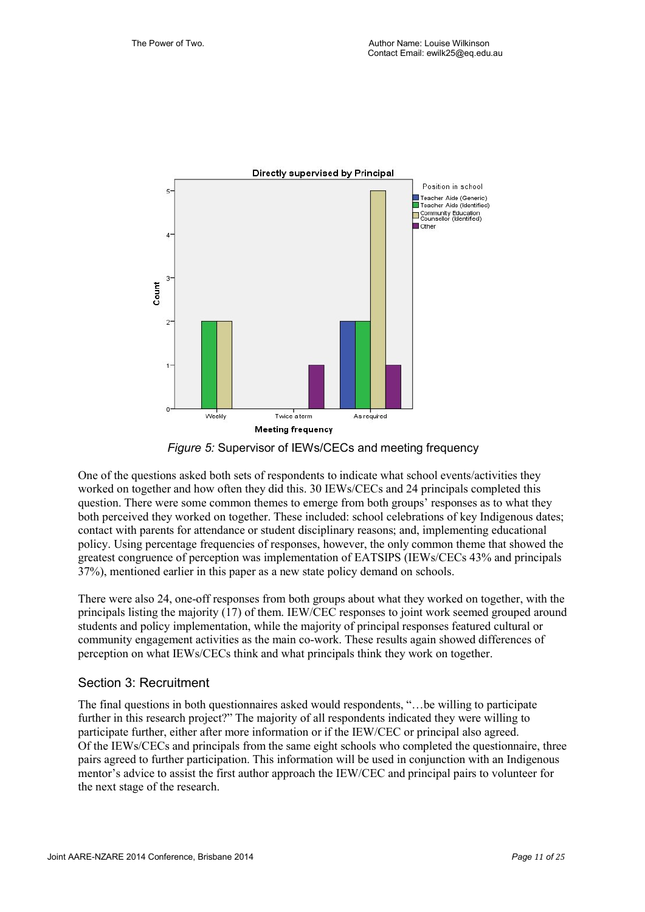*Figure 5:* Supervisor of IEWs/CECs and meeting frequency

One of the questions asked both sets of respondents to indicate what school events/activities they worked on together and how often they did this. 30 IEWs/CECs and 24 principals completed this question. There were some common themes to emerge from both groups' responses as to what they both perceived they worked on together. These included: school celebrations of key Indigenous dates; contact with parents for attendance or student disciplinary reasons; and, implementing educational policy. Using percentage frequencies of responses, however, the only common theme that showed the greatest congruence of perception was implementation of EATSIPS (IEWs/CECs 43% and principals 37%), mentioned earlier in this paper as a new state policy demand on schools.

There were also 24, one-off responses from both groups about what they worked on together, with the principals listing the majority (17) of them. IEW/CEC responses to joint work seemed grouped around students and policy implementation, while the majority of principal responses featured cultural or community engagement activities as the main co-work. These results again showed differences of perception on what IEWs/CECs think and what principals think they work on together.

## Section 3: Recruitment

The final questions in both questionnaires asked would respondents, "…be willing to participate further in this research project?" The majority of all respondents indicated they were willing to participate further, either after more information or if the IEW/CEC or principal also agreed. Of the IEWs/CECs and principals from the same eight schools who completed the questionnaire, three pairs agreed to further participation. This information will be used in conjunction with an Indigenous mentor's advice to assist the first author approach the IEW/CEC and principal pairs to volunteer for the next stage of the research.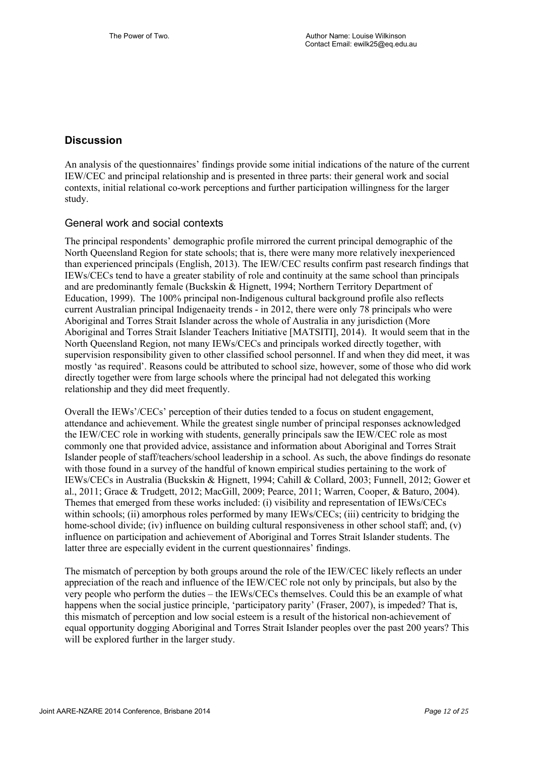## Discussion

An analysis of the questionnaires' findings provide some initial indications of the nature of the current IEW/CEC and principal relationship and is presented in three parts: their general work and social contexts, initial relational co-work perceptions and further participation willingness for the larger study.

### General work and social contexts

The principal respondents' demographic profile mirrored the current principal demographic of the North Queensland Region for state schools; that is, there were many more relatively inexperienced than experienced principals (English, 2013). The IEW/CEC results confirm past research findings that IEWs/CECs tend to have a greater stability of role and continuity at the same school than principals and are predominantly female (Buckskin & Hignett, 1994; Northern Territory Department of Education, 1999). The 100% principal non-Indigenous cultural background profile also reflects current Australian principal Indigenaeity trends - in 2012, there were only 78 principals who were Aboriginal and Torres Strait Islander across the whole of Australia in any jurisdiction (More Aboriginal and Torres Strait Islander Teachers Initiative [MATSITI], 2014). It would seem that in the North Queensland Region, not many IEWs/CECs and principals worked directly together, with supervision responsibility given to other classified school personnel. If and when they did meet, it was mostly 'as required'. Reasons could be attributed to school size, however, some of those who did work directly together were from large schools where the principal had not delegated this working relationship and they did meet frequently.

Overall the IEWs'/CECs' perception of their duties tended to a focus on student engagement, attendance and achievement. While the greatest single number of principal responses acknowledged the IEW/CEC role in working with students, generally principals saw the IEW/CEC role as most commonly one that provided advice, assistance and information about Aboriginal and Torres Strait Islander people of staff/teachers/school leadership in a school. As such, the above findings do resonate with those found in a survey of the handful of known empirical studies pertaining to the work of IEWs/CECs in Australia (Buckskin & Hignett, 1994; Cahill & Collard, 2003; Funnell, 2012; Gower et al., 2011; Grace & Trudgett, 2012; MacGill, 2009; Pearce, 2011; Warren, Cooper, & Baturo, 2004). Themes that emerged from these works included: (i) visibility and representation of IEWs/CECs within schools; (ii) amorphous roles performed by many IEWs/CECs; (iii) centricity to bridging the home-school divide; (iv) influence on building cultural responsiveness in other school staff; and, (v) influence on participation and achievement of Aboriginal and Torres Strait Islander students. The latter three are especially evident in the current questionnaires' findings.

The mismatch of perception by both groups around the role of the IEW/CEC likely reflects an under appreciation of the reach and influence of the IEW/CEC role not only by principals, but also by the very people who perform the duties – the IEWs/CECs themselves. Could this be an example of what happens when the social justice principle, 'participatory parity' (Fraser, 2007), is impeded? That is, this mismatch of perception and low social esteem is a result of the historical non-achievement of equal opportunity dogging Aboriginal and Torres Strait Islander peoples over the past 200 years? This will be explored further in the larger study.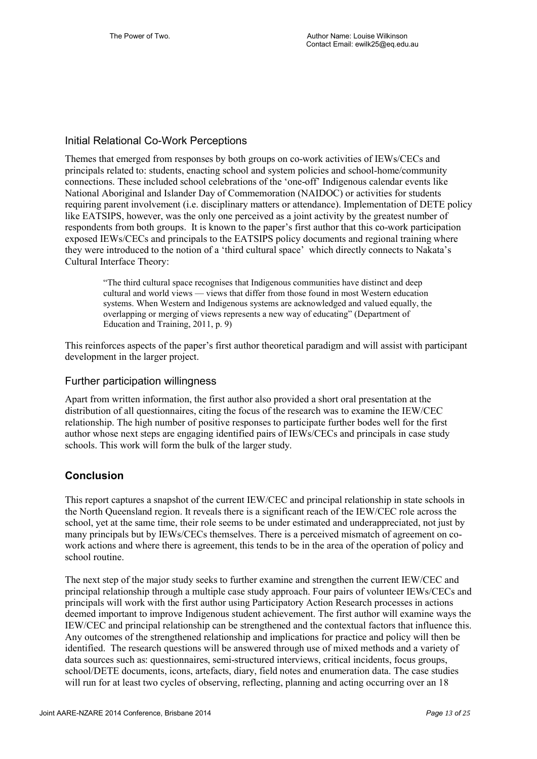## Initial Relational Co-Work Perceptions

Themes that emerged from responses by both groups on co-work activities of IEWs/CECs and principals related to: students, enacting school and system policies and school-home/community connections. These included school celebrations of the 'one-off' Indigenous calendar events like National Aboriginal and Islander Day of Commemoration (NAIDOC) or activities for students requiring parent involvement (i.e. disciplinary matters or attendance). Implementation of DETE policy like EATSIPS, however, was the only one perceived as a joint activity by the greatest number of respondents from both groups. It is known to the paper's first author that this co-work participation exposed IEWs/CECs and principals to the EATSIPS policy documents and regional training where they were introduced to the notion of a 'third cultural space' which directly connects to Nakata's Cultural Interface Theory:

> "The third cultural space recognises that Indigenous communities have distinct and deep cultural and world views — views that differ from those found in most Western education systems. When Western and Indigenous systems are acknowledged and valued equally, the overlapping or merging of views represents a new way of educating" (Department of Education and Training, 2011, p. 9)

This reinforces aspects of the paper's first author theoretical paradigm and will assist with participant development in the larger project.

## Further participation willingness

Apart from written information, the first author also provided a short oral presentation at the distribution of all questionnaires, citing the focus of the research was to examine the IEW/CEC relationship. The high number of positive responses to participate further bodes well for the first author whose next steps are engaging identified pairs of IEWs/CECs and principals in case study schools. This work will form the bulk of the larger study.

# Conclusion

This report captures a snapshot of the current IEW/CEC and principal relationship in state schools in the North Queensland region. It reveals there is a significant reach of the IEW/CEC role across the school, yet at the same time, their role seems to be under estimated and underappreciated, not just by many principals but by IEWs/CECs themselves. There is a perceived mismatch of agreement on co-work actions and where there is agreement, this tends to be in the area of the operation of policy and school routine.

The next step of the major study seeks to further examine and strengthen the current IEW/CEC and principal relationship through a multiple case study approach. Four pairs of volunteer IEWs/CECs and principals will work with the first author using Participatory Action Research processes in actions deemed important to improve Indigenous student achievement. The first author will examine ways the IEW/CEC and principal relationship can be strengthened and the contextual factors that influence this. Any outcomes of the strengthened relationship and implications for practice and policy will then be identified. The research questions will be answered through use of mixed methods and a variety of data sources such as: questionnaires, semi-structured interviews, critical incidents, focus groups, school/DETE documents, icons, artefacts, diary, field notes and enumeration data. The case studies will run for at least two cycles of observing, reflecting, planning and acting occurring over an 18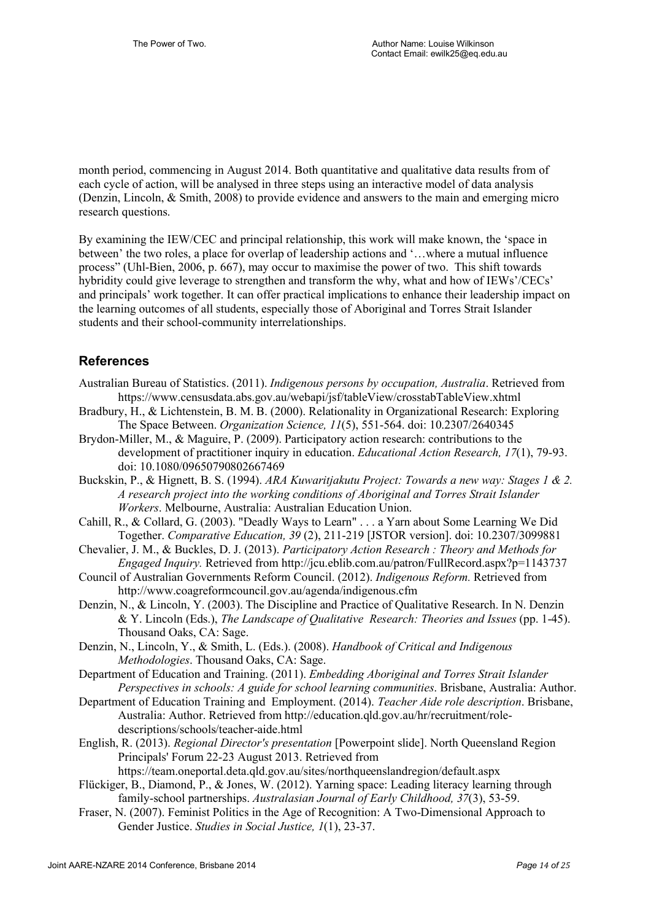month period, commencing in August 2014. Both quantitative and qualitative data results from of each cycle of action, will be analysed in three steps using an interactive model of data analysis (Denzin, Lincoln, & Smith, 2008) to provide evidence and answers to the main and emerging micro research questions.

By examining the IEW/CEC and principal relationship, this work will make known, the 'space in between' the two roles, a place for overlap of leadership actions and '…where a mutual influence process" (Uhl-Bien, 2006, p. 667), may occur to maximise the power of two. This shift towards hybridity could give leverage to strengthen and transform the why, what and how of IEWs'/CECs' and principals' work together. It can offer practical implications to enhance their leadership impact on the learning outcomes of all students, especially those of Aboriginal and Torres Strait Islander students and their school-community interrelationships.

## References

Australian Bureau of Statistics. (2011). *Indigenous persons by occupation, Australia*. Retrieved from https://www.censusdata.abs.gov.au/webapi/jsf/tableView/crosstabTableView.xhtml

Bradbury, H., & Lichtenstein, B. M. B. (2000). Relationality in Organizational Research: Exploring The Space Between. *Organization Science, 11*(5), 551-564. doi: 10.2307/2640345

Brydon-Miller, M., & Maguire, P. (2009). Participatory action research: contributions to the development of practitioner inquiry in education. *Educational Action Research, 17*(1), 79-93. doi: 10.1080/09650790802667469

Buckskin, P., & Hignett, B. S. (1994). *ARA Kuwaritjakutu Project: Towards a new way: Stages 1 & 2. A research project into the working conditions of Aboriginal and Torres Strait Islander Workers*. Melbourne, Australia: Australian Education Union.

Cahill, R., & Collard, G. (2003). "Deadly Ways to Learn" . . . a Yarn about Some Learning We Did Together. *Comparative Education, 39* (2), 211-219 [JSTOR version]. doi: 10.2307/3099881

Chevalier, J. M., & Buckles, D. J. (2013). *Participatory Action Research : Theory and Methods for Engaged Inquiry.* Retrieved from http://jcu.eblib.com.au/patron/FullRecord.aspx?p=1143737

Council of Australian Governments Reform Council. (2012). *Indigenous Reform.* Retrieved from http://www.coagreformcouncil.gov.au/agenda/indigenous.cfm

Denzin, N., & Lincoln, Y. (2003). The Discipline and Practice of Qualitative Research. In N. Denzin & Y. Lincoln (Eds.), *The Landscape of Qualitative Research: Theories and Issues* (pp. 1-45). Thousand Oaks, CA: Sage.

Denzin, N., Lincoln, Y., & Smith, L. (Eds.). (2008). *Handbook of Critical and Indigenous Methodologies*. Thousand Oaks, CA: Sage.

Department of Education and Training. (2011). *Embedding Aboriginal and Torres Strait Islander Perspectives in schools: A guide for school learning communities*. Brisbane, Australia: Author.

Department of Education Training and Employment. (2014). *Teacher Aide role description*. Brisbane, Australia: Author. Retrieved from http://education.qld.gov.au/hr/recruitment/role-descriptions/schools/teacher-aide.html

English, R. (2013). *Regional Director's presentation* [Powerpoint slide]. North Queensland Region Principals' Forum 22-23 August 2013. Retrieved from https://team.oneportal.deta.qld.gov.au/sites/northqueenslandregion/default.aspx

Flückiger, B., Diamond, P., & Jones, W. (2012). Yarning space: Leading literacy learning through family-school partnerships. *Australasian Journal of Early Childhood, 37*(3), 53-59.

Fraser, N. (2007). Feminist Politics in the Age of Recognition: A Two-Dimensional Approach to Gender Justice. *Studies in Social Justice, 1*(1), 23-37.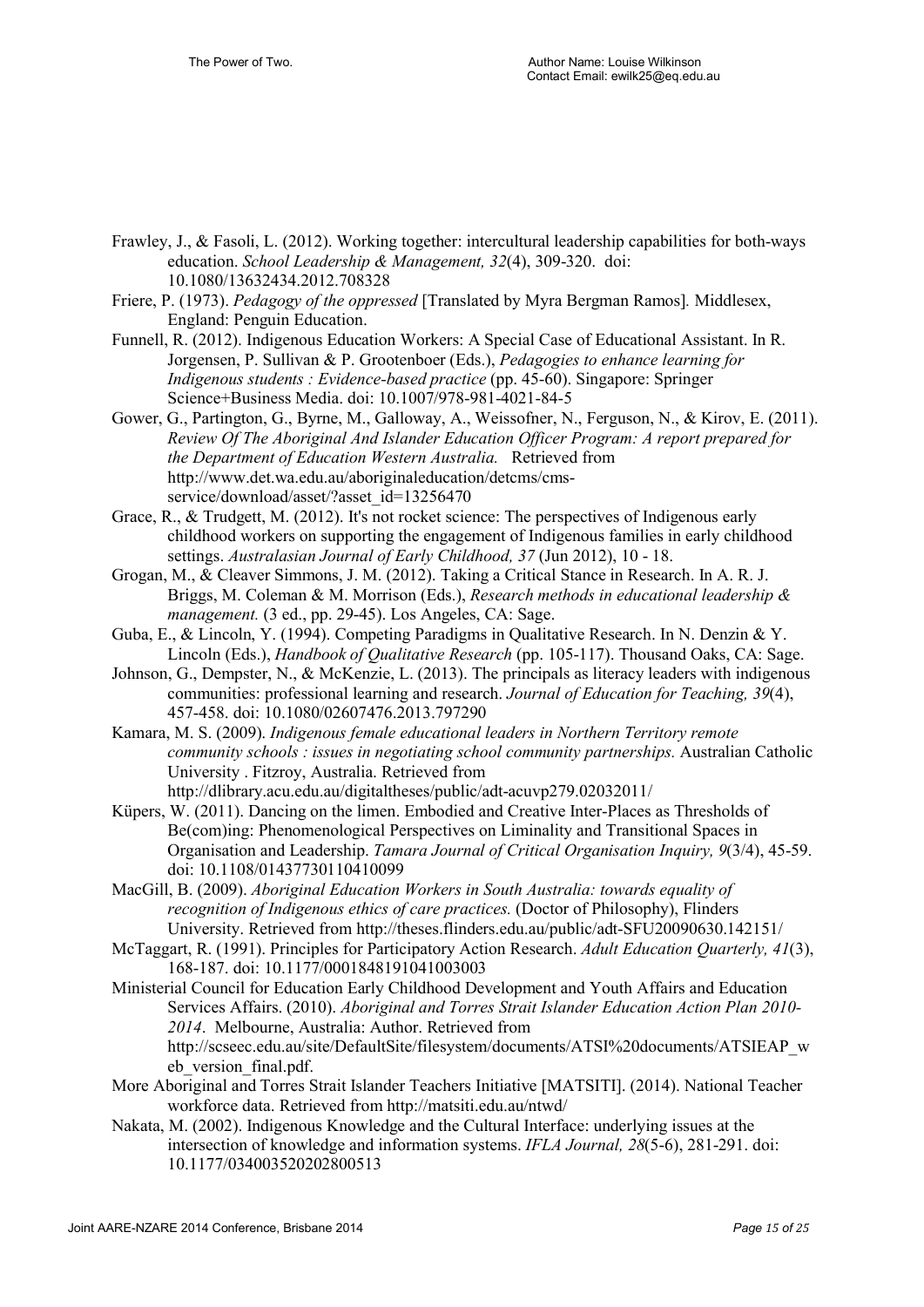Frawley, J., & Fasoli, L. (2012). Working together: intercultural leadership capabilities for both-ways education. *School Leadership & Management, 32*(4), 309-320. doi: 10.1080/13632434.2012.708328

Friere, P. (1973). *Pedagogy of the oppressed* [Translated by Myra Bergman Ramos]. Middlesex, England: Penguin Education.

Funnell, R. (2012). Indigenous Education Workers: A Special Case of Educational Assistant. In R. Jorgensen, P. Sullivan & P. Grootenboer (Eds.), *Pedagogies to enhance learning for Indigenous students : Evidence-based practice* (pp. 45-60). Singapore: Springer Science+Business Media. doi: 10.1007/978-981-4021-84-5

Gower, G., Partington, G., Byrne, M., Galloway, A., Weissofner, N., Ferguson, N., & Kirov, E. (2011). *Review Of The Aboriginal And Islander Education Officer Program: A report prepared for the Department of Education Western Australia.* Retrieved from http://www.det.wa.edu.au/aboriginaleducation/detcms/cms-service/download/asset/?asset_id=13256470

Grace, R., & Trudgett, M. (2012). It's not rocket science: The perspectives of Indigenous early childhood workers on supporting the engagement of Indigenous families in early childhood settings. *Australasian Journal of Early Childhood, 37* (Jun 2012), 10 - 18.

Grogan, M., & Cleaver Simmons, J. M. (2012). Taking a Critical Stance in Research. In A. R. J. Briggs, M. Coleman & M. Morrison (Eds.), *Research methods in educational leadership & management.* (3 ed., pp. 29-45). Los Angeles, CA: Sage.

Guba, E., & Lincoln, Y. (1994). Competing Paradigms in Qualitative Research. In N. Denzin & Y. Lincoln (Eds.), *Handbook of Qualitative Research* (pp. 105-117). Thousand Oaks, CA: Sage.

Johnson, G., Dempster, N., & McKenzie, L. (2013). The principals as literacy leaders with indigenous communities: professional learning and research. *Journal of Education for Teaching, 39*(4), 457-458. doi: 10.1080/02607476.2013.797290

Kamara, M. S. (2009). *Indigenous female educational leaders in Northern Territory remote community schools : issues in negotiating school community partnerships.* Australian Catholic University . Fitzroy, Australia. Retrieved from http://dlibrary.acu.edu.au/digitaltheses/public/adt-acuvp279.02032011/

Küpers, W. (2011). Dancing on the limen. Embodied and Creative Inter-Places as Thresholds of Be(com)ing: Phenomenological Perspectives on Liminality and Transitional Spaces in Organisation and Leadership. *Tamara Journal of Critical Organisation Inquiry, 9*(3/4), 45-59. doi: 10.1108/01437730110410099

MacGill, B. (2009). *Aboriginal Education Workers in South Australia: towards equality of recognition of Indigenous ethics of care practices.* (Doctor of Philosophy), Flinders University. Retrieved from http://theses.flinders.edu.au/public/adt-SFU20090630.142151/

McTaggart, R. (1991). Principles for Participatory Action Research. *Adult Education Quarterly, 41*(3), 168-187. doi: 10.1177/0001848191041003003

Ministerial Council for Education Early Childhood Development and Youth Affairs and Education Services Affairs. (2010). *Aboriginal and Torres Strait Islander Education Action Plan 2010-2014*. Melbourne, Australia: Author. Retrieved from http://scseec.edu.au/site/DefaultSite/filesystem/documents/ATSI%20documents/ATSIEAP_web_version_final.pdf.

More Aboriginal and Torres Strait Islander Teachers Initiative [MATSITI]. (2014). National Teacher workforce data. Retrieved from http://matsiti.edu.au/ntwd/

Nakata, M. (2002). Indigenous Knowledge and the Cultural Interface: underlying issues at the intersection of knowledge and information systems. *IFLA Journal, 28*(5-6), 281-291. doi: 10.1177/034003520202800513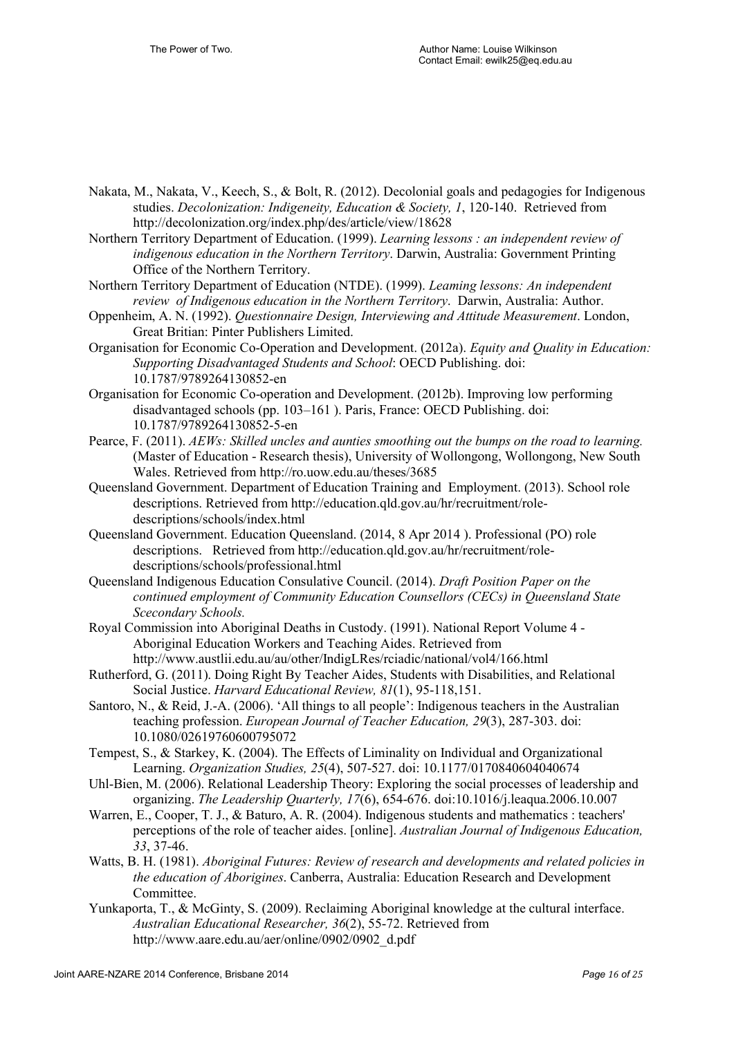Nakata, M., Nakata, V., Keech, S., & Bolt, R. (2012). Decolonial goals and pedagogies for Indigenous studies. *Decolonization: Indigeneity, Education & Society, 1*, 120-140. Retrieved from http://decolonization.org/index.php/des/article/view/18628

Northern Territory Department of Education. (1999). *Learning lessons : an independent review of indigenous education in the Northern Territory*. Darwin, Australia: Government Printing Office of the Northern Territory.

Northern Territory Department of Education (NTDE). (1999). *Leaming lessons: An independent review of Indigenous education in the Northern Territory*. Darwin, Australia: Author.

Oppenheim, A. N. (1992). *Questionnaire Design, Interviewing and Attitude Measurement*. London, Great Britian: Pinter Publishers Limited.

Organisation for Economic Co-Operation and Development. (2012a). *Equity and Quality in Education: Supporting Disadvantaged Students and School*: OECD Publishing. doi: 10.1787/9789264130852-en

Organisation for Economic Co-operation and Development. (2012b). Improving low performing disadvantaged schools (pp. 103–161 ). Paris, France: OECD Publishing. doi: 10.1787/9789264130852-5-en

Pearce, F. (2011). *AEWs: Skilled uncles and aunties smoothing out the bumps on the road to learning.* (Master of Education - Research thesis), University of Wollongong, Wollongong, New South Wales. Retrieved from http://ro.uow.edu.au/theses/3685

Queensland Government. Department of Education Training and Employment. (2013). School role descriptions. Retrieved from http://education.qld.gov.au/hr/recruitment/role-descriptions/schools/index.html

Queensland Government. Education Queensland. (2014, 8 Apr 2014 ). Professional (PO) role descriptions. Retrieved from http://education.qld.gov.au/hr/recruitment/role-descriptions/schools/professional.html

Queensland Indigenous Education Consulative Council. (2014). *Draft Position Paper on the continued employment of Community Education Counsellors (CECs) in Queensland State Scecondary Schools.*

Royal Commission into Aboriginal Deaths in Custody. (1991). National Report Volume 4 - Aboriginal Education Workers and Teaching Aides. Retrieved from http://www.austlii.edu.au/au/other/IndigLRes/rciadic/national/vol4/166.html

Rutherford, G. (2011). Doing Right By Teacher Aides, Students with Disabilities, and Relational Social Justice. *Harvard Educational Review, 81*(1), 95-118,151.

Santoro, N., & Reid, J.-A. (2006). 'All things to all people': Indigenous teachers in the Australian teaching profession. *European Journal of Teacher Education, 29*(3), 287-303. doi: 10.1080/02619760600795072

Tempest, S., & Starkey, K. (2004). The Effects of Liminality on Individual and Organizational Learning. *Organization Studies, 25*(4), 507-527. doi: 10.1177/0170840604040674

Uhl-Bien, M. (2006). Relational Leadership Theory: Exploring the social processes of leadership and organizing. *The Leadership Quarterly, 17*(6), 654-676. doi:10.1016/j.leaqua.2006.10.007

Warren, E., Cooper, T. J., & Baturo, A. R. (2004). Indigenous students and mathematics : teachers' perceptions of the role of teacher aides. [online]. *Australian Journal of Indigenous Education, 33*, 37-46.

Watts, B. H. (1981). *Aboriginal Futures: Review of research and developments and related policies in the education of Aborigines*. Canberra, Australia: Education Research and Development Committee.

Yunkaporta, T., & McGinty, S. (2009). Reclaiming Aboriginal knowledge at the cultural interface. *Australian Educational Researcher, 36*(2), 55-72. Retrieved from http://www.aare.edu.au/aer/online/0902/0902_d.pdf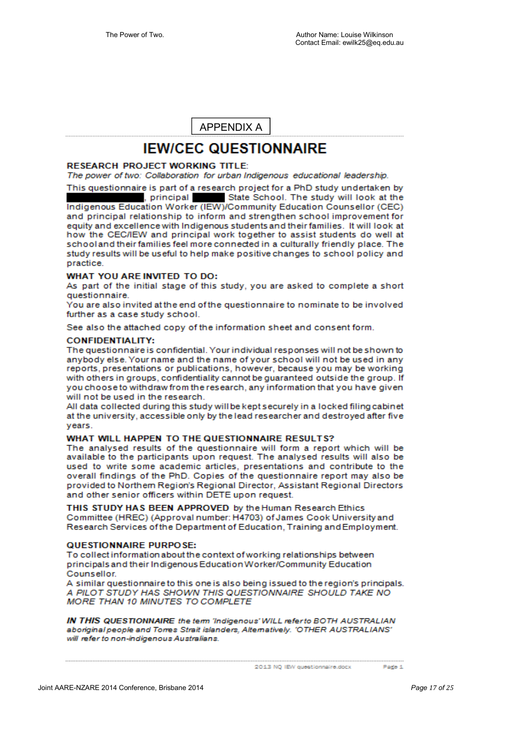APPENDIX A

# IEW/CEC QUESTIONNAIRE

**RESEARCH PROJECT WORKING TITLE:**
*The power of two: Collaboration for urban Indigenous educational leadership.*

This questionnaire is part of a research project for a PhD study undertaken by ██████████, principal █████ State School. The study will look at the Indigenous Education Worker (IEW)/Community Education Counsellor (CEC) and principal relationship to inform and strengthen school improvement for equity and excellence with Indigenous students and their families. It will look at how the CEC/IEW and principal work together to assist students do well at school and their families feel more connected in a culturally friendly place. The study results will be useful to help make positive changes to school policy and practice.

**WHAT YOU ARE INVITED TO DO:**
As part of the initial stage of this study, you are asked to complete a short questionnaire.
You are also invited at the end of the questionnaire to nominate to be involved further as a case study school.

See also the attached copy of the information sheet and consent form.

**CONFIDENTIALITY:**
The questionnaire is confidential. Your individual responses will not be shown to anybody else. Your name and the name of your school will not be used in any reports, presentations or publications, however, because you may be working with others in groups, confidentiality cannot be guaranteed outside the group. If you choose to withdraw from the research, any information that you have given will not be used in the research.
All data collected during this study will be kept securely in a locked filing cabinet at the university, accessible only by the lead researcher and destroyed after five years.

**WHAT WILL HAPPEN TO THE QUESTIONNAIRE RESULTS?**
The analysed results of the questionnaire will form a report which will be available to the participants upon request. The analysed results will also be used to write some academic articles, presentations and contribute to the overall findings of the PhD. Copies of the questionnaire report may also be provided to Northern Region's Regional Director, Assistant Regional Directors and other senior officers within DETE upon request.

**THIS STUDY HAS BEEN APPROVED** by the Human Research Ethics Committee (HREC) (Approval number: H4703) of James Cook University and Research Services of the Department of Education, Training and Employment.

**QUESTIONNAIRE PURPOSE:**
To collect information about the context of working relationships between principals and their Indigenous Education Worker/Community Education Counsellor.
A similar questionnaire to this one is also being issued to the region's principals.
*A PILOT STUDY HAS SHOWN THIS QUESTIONNAIRE SHOULD TAKE NO MORE THAN 10 MINUTES TO COMPLETE*

***IN THIS QUESTIONNAIRE*** *the term 'Indigenous' WILL refer to BOTH AUSTRALIAN aboriginal people and Torres Strait islanders, Alternatively. 'OTHER AUSTRALIANS' will refer to non-indigenous Australians.*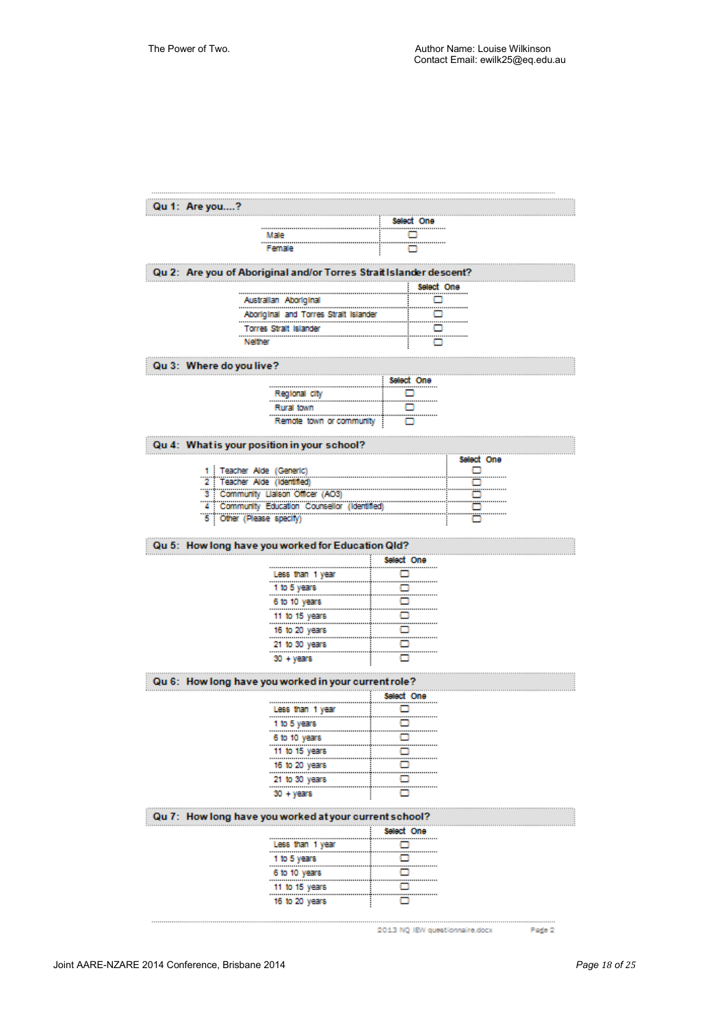**Qu 1: Are you....?**

| | Select One |
|---|---|
| Male | ☐ |
| Female | ☐ |

**Qu 2: Are you of Aboriginal and/or Torres Strait Islander descent?**

| | Select One |
|---|---|
| Australian Aboriginal | ☐ |
| Aboriginal and Torres Strait Islander | ☐ |
| Torres Strait Islander | ☐ |
| Neither | ☐ |

**Qu 3: Where do you live?**

| | Select One |
|---|---|
| Regional city | ☐ |
| Rural town | ☐ |
| Remote town or community | ☐ |

**Qu 4: What is your position in your school?**

| | | Select One |
|---|---|---|
| 1 | Teacher Aide (Generic) | ☐ |
| 2 | Teacher Aide (Identified) | ☐ |
| 3 | Community Liaison Officer (AO3) | ☐ |
| 4 | Community Education Counsellor (Identified) | ☐ |
| 5 | Other (Please specify) | ☐ |

**Qu 5: How long have you worked for Education Qld?**

| | Select One |
|---|---|
| Less than 1 year | ☐ |
| 1 to 5 years | ☐ |
| 6 to 10 years | ☐ |
| 11 to 15 years | ☐ |
| 16 to 20 years | ☐ |
| 21 to 30 years | ☐ |
| 30 + years | ☐ |

**Qu 6: How long have you worked in your current role?**

| | Select One |
|---|---|
| Less than 1 year | ☐ |
| 1 to 5 years | ☐ |
| 6 to 10 years | ☐ |
| 11 to 15 years | ☐ |
| 16 to 20 years | ☐ |
| 21 to 30 years | ☐ |
| 30 + years | ☐ |

**Qu 7: How long have you worked at your current school?**

| | Select One |
|---|---|
| Less than 1 year | ☐ |
| 1 to 5 years | ☐ |
| 6 to 10 years | ☐ |
| 11 to 15 years | ☐ |
| 16 to 20 years | ☐ |

2013 NQ IEW questionnaire.docx Page 2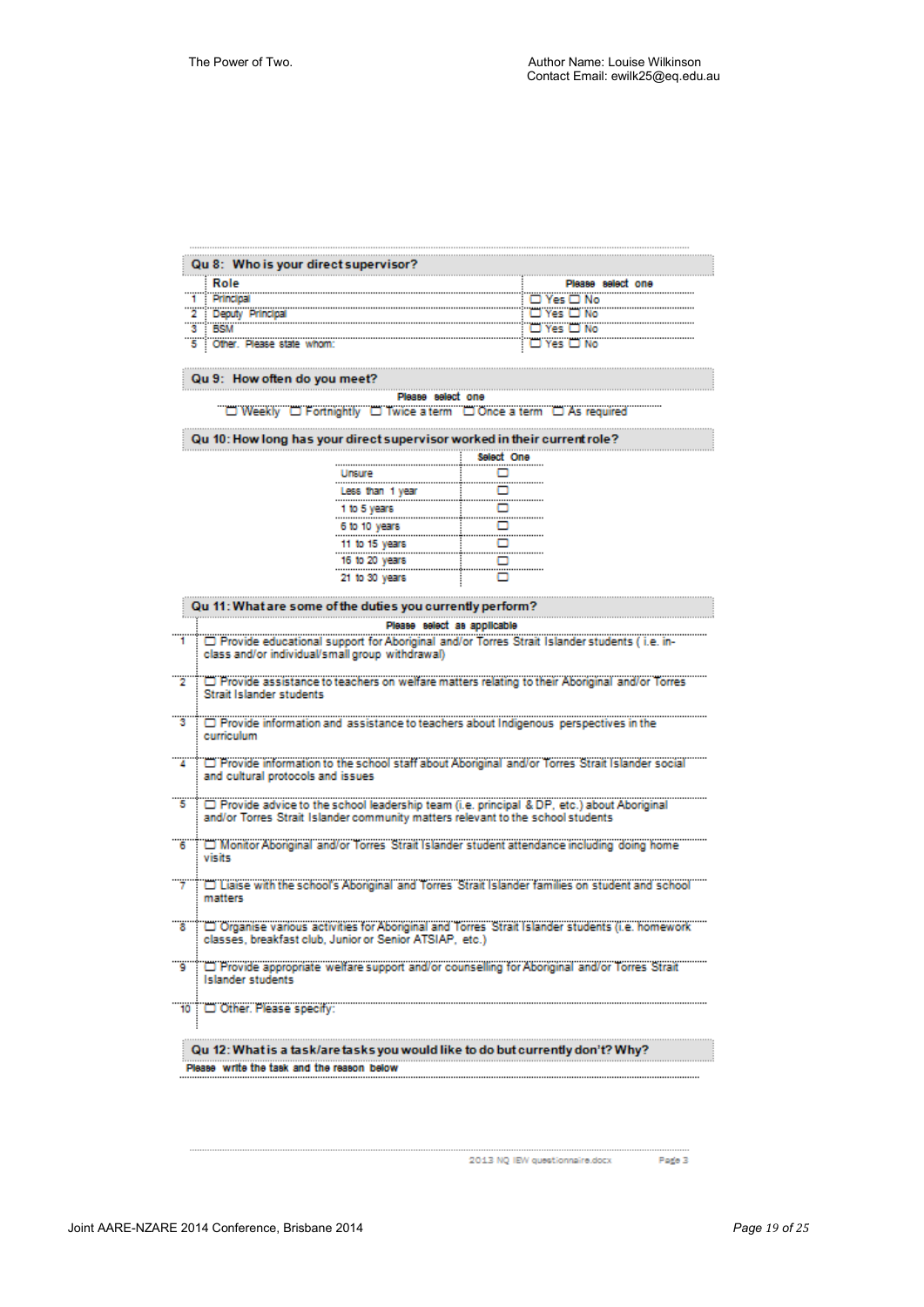**Qu 8: Who is your direct supervisor?**

| | Role | Please select one |
|---|---|---|
| 1 | Principal | ☐ Yes ☐ No |
| 2 | Deputy Principal | ☐ Yes ☐ No |
| 3 | BSM | ☐ Yes ☐ No |
| 5 | Other. Please state whom: | ☐ Yes ☐ No |

**Qu 9: How often do you meet?**

Please select one

☐ Weekly ☐ Fortnightly ☐ Twice a term ☐ Once a term ☐ As required

**Qu 10: How long has your direct supervisor worked in their current role?**

| | Select One |
|---|---|
| Unsure | ☐ |
| Less than 1 year | ☐ |
| 1 to 5 years | ☐ |
| 6 to 10 years | ☐ |
| 11 to 15 years | ☐ |
| 16 to 20 years | ☐ |
| 21 to 30 years | ☐ |

**Qu 11: What are some of the duties you currently perform?**

Please select as applicable

| | |
|---|---|
| 1 | ☐ Provide educational support for Aboriginal and/or Torres Strait Islander students ( i.e. in-class and/or individual/small group withdrawal) |
| 2 | ☐ Provide assistance to teachers on welfare matters relating to their Aboriginal and/or Torres Strait Islander students |
| 3 | ☐ Provide information and assistance to teachers about Indigenous perspectives in the curriculum |
| 4 | ☐ Provide information to the school staff about Aboriginal and/or Torres Strait Islander social and cultural protocols and issues |
| 5 | ☐ Provide advice to the school leadership team (i.e. principal & DP, etc.) about Aboriginal and/or Torres Strait Islander community matters relevant to the school students |
| 6 | ☐ Monitor Aboriginal and/or Torres Strait Islander student attendance including doing home visits |
| 7 | ☐ Liaise with the school's Aboriginal and Torres Strait Islander families on student and school matters |
| 8 | ☐ Organise various activities for Aboriginal and Torres Strait Islander students (i.e. homework classes, breakfast club, Junior or Senior ATSIAP, etc.) |
| 9 | ☐ Provide appropriate welfare support and/or counselling for Aboriginal and/or Torres Strait Islander students |
| 10 | ☐ Other. Please specify: |

**Qu 12: What is a task/are tasks you would like to do but currently don't? Why?**

Please write the task and the reason below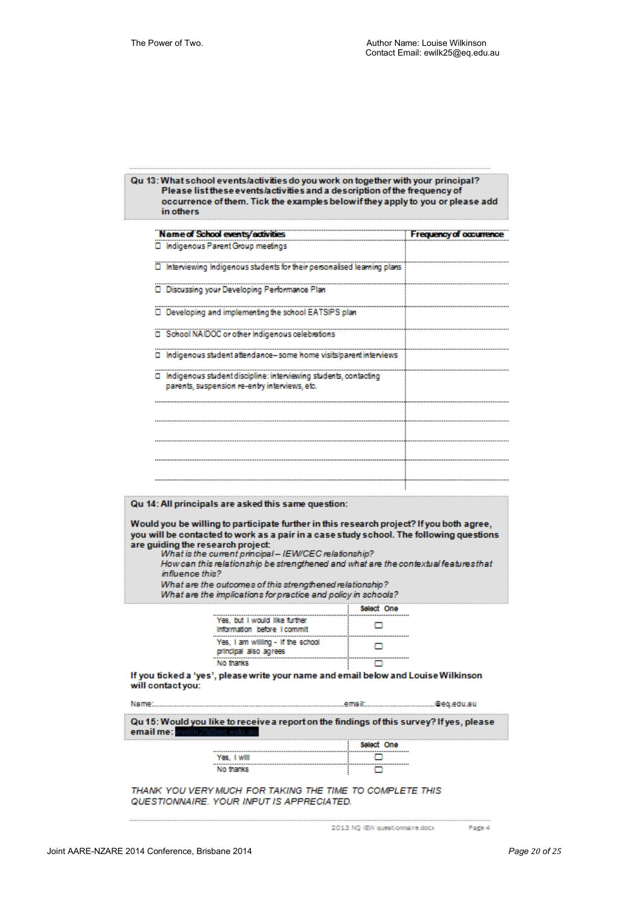**Qu 13: What school events/activities do you work on together with your principal? Please list these events/activities and a description of the frequency of occurrence of them. Tick the examples below if they apply to you or please add in others**

| Name of School events/activities | Frequency of occurrence |
|---|---|
| ☐ Indigenous Parent Group meetings | |
| ☐ Interviewing Indigenous students for their personalised learning plans | |
| ☐ Discussing your Developing Performance Plan | |
| ☐ Developing and implementing the school EATSIPS plan | |
| ☐ School NAIDOC or other Indigenous celebrations | |
| ☐ Indigenous student attendance – some home visits/parent interviews | |
| ☐ Indigenous student discipline: interviewing students, contacting parents, suspension re-entry interviews, etc. | |
| | |
| | |
| | |
| | |

**Qu 14: All principals are asked this same question:**

**Would you be willing to participate further in this research project? If you both agree, you will be contacted to work as a pair in a case study school. The following questions are guiding the research project:**

*What is the current principal – IEW/CEC relationship?*
*How can this relationship be strengthened and what are the contextual features that influence this?*
*What are the outcomes of this strengthened relationship?*
*What are the implications for practice and policy in schools?*

| | Select One |
|---|---|
| Yes, but I would like further information before I commit | ☐ |
| Yes, I am willing - if the school principal also agrees | ☐ |
| No thanks | ☐ |

**If you ticked a 'yes', please write your name and email below and Louise Wilkinson will contact you:**

Name:...................................................................................email:...................................@eq.edu.au

**Qu 15: Would you like to receive a report on the findings of this survey? If yes, please email me: ewilk25@eq.edu.au**

| | Select One |
|---|---|
| Yes, I will | ☐ |
| No thanks | ☐ |

*THANK YOU VERY MUCH FOR TAKING THE TIME TO COMPLETE THIS QUESTIONNAIRE. YOUR INPUT IS APPRECIATED.*

2013 NQ IEW questionnaire.docx Page 4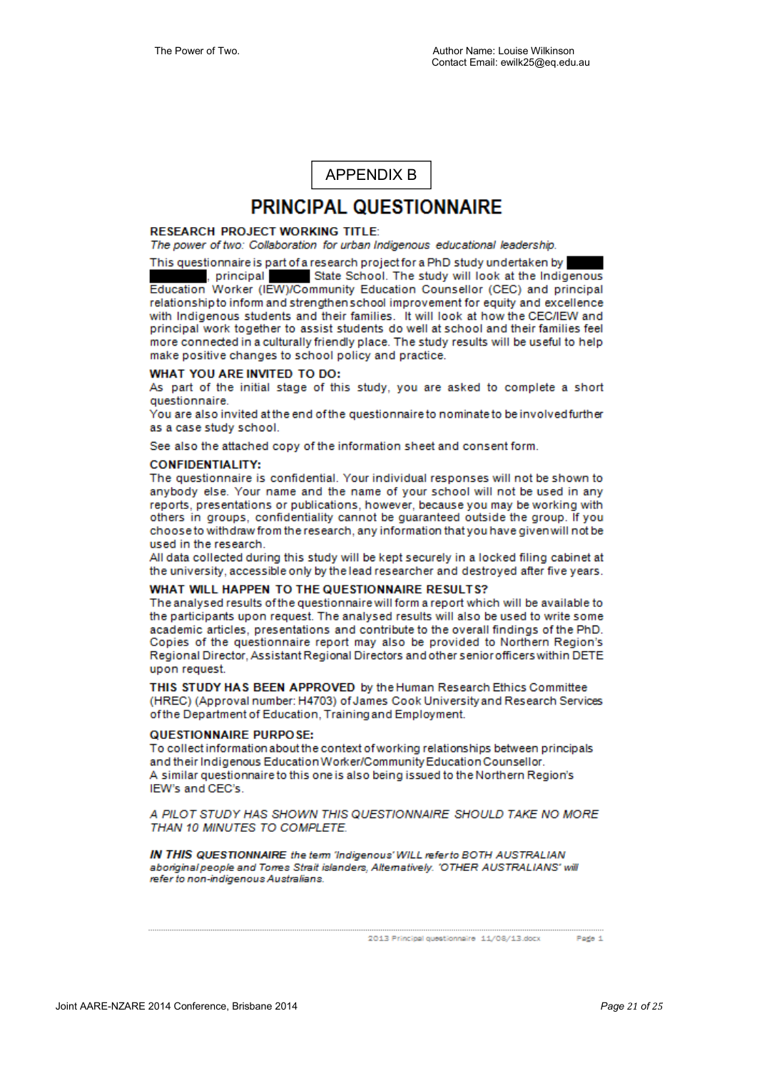APPENDIX B

# PRINCIPAL QUESTIONNAIRE

**RESEARCH PROJECT WORKING TITLE**:
*The power of two: Collaboration for urban Indigenous educational leadership.*

This questionnaire is part of a research project for a PhD study undertaken by ████ ████, principal ████ State School. The study will look at the Indigenous Education Worker (IEW)/Community Education Counsellor (CEC) and principal relationship to inform and strengthen school improvement for equity and excellence with Indigenous students and their families. It will look at how the CEC/IEW and principal work together to assist students do well at school and their families feel more connected in a culturally friendly place. The study results will be useful to help make positive changes to school policy and practice.

**WHAT YOU ARE INVITED TO DO:**

As part of the initial stage of this study, you are asked to complete a short questionnaire.

You are also invited at the end of the questionnaire to nominate to be involved further as a case study school.

See also the attached copy of the information sheet and consent form.

**CONFIDENTIALITY:**

The questionnaire is confidential. Your individual responses will not be shown to anybody else. Your name and the name of your school will not be used in any reports, presentations or publications, however, because you may be working with others in groups, confidentiality cannot be guaranteed outside the group. If you choose to withdraw from the research, any information that you have given will not be used in the research.

All data collected during this study will be kept securely in a locked filing cabinet at the university, accessible only by the lead researcher and destroyed after five years.

**WHAT WILL HAPPEN TO THE QUESTIONNAIRE RESULTS?**

The analysed results of the questionnaire will form a report which will be available to the participants upon request. The analysed results will also be used to write some academic articles, presentations and contribute to the overall findings of the PhD. Copies of the questionnaire report may also be provided to Northern Region's Regional Director, Assistant Regional Directors and other senior officers within DETE upon request.

**THIS STUDY HAS BEEN APPROVED** by the Human Research Ethics Committee (HREC) (Approval number: H4703) of James Cook University and Research Services of the Department of Education, Training and Employment.

**QUESTIONNAIRE PURPOSE:**

To collect information about the context of working relationships between principals and their Indigenous Education Worker/Community Education Counsellor.

A similar questionnaire to this one is also being issued to the Northern Region's IEW's and CEC's.

*A PILOT STUDY HAS SHOWN THIS QUESTIONNAIRE SHOULD TAKE NO MORE THAN 10 MINUTES TO COMPLETE.*

***IN THIS QUESTIONNAIRE** the term 'Indigenous' WILL refer to BOTH AUSTRALIAN aboriginal people and Torres Strait islanders, Alternatively. 'OTHER AUSTRALIANS' will refer to non-indigenous Australians.*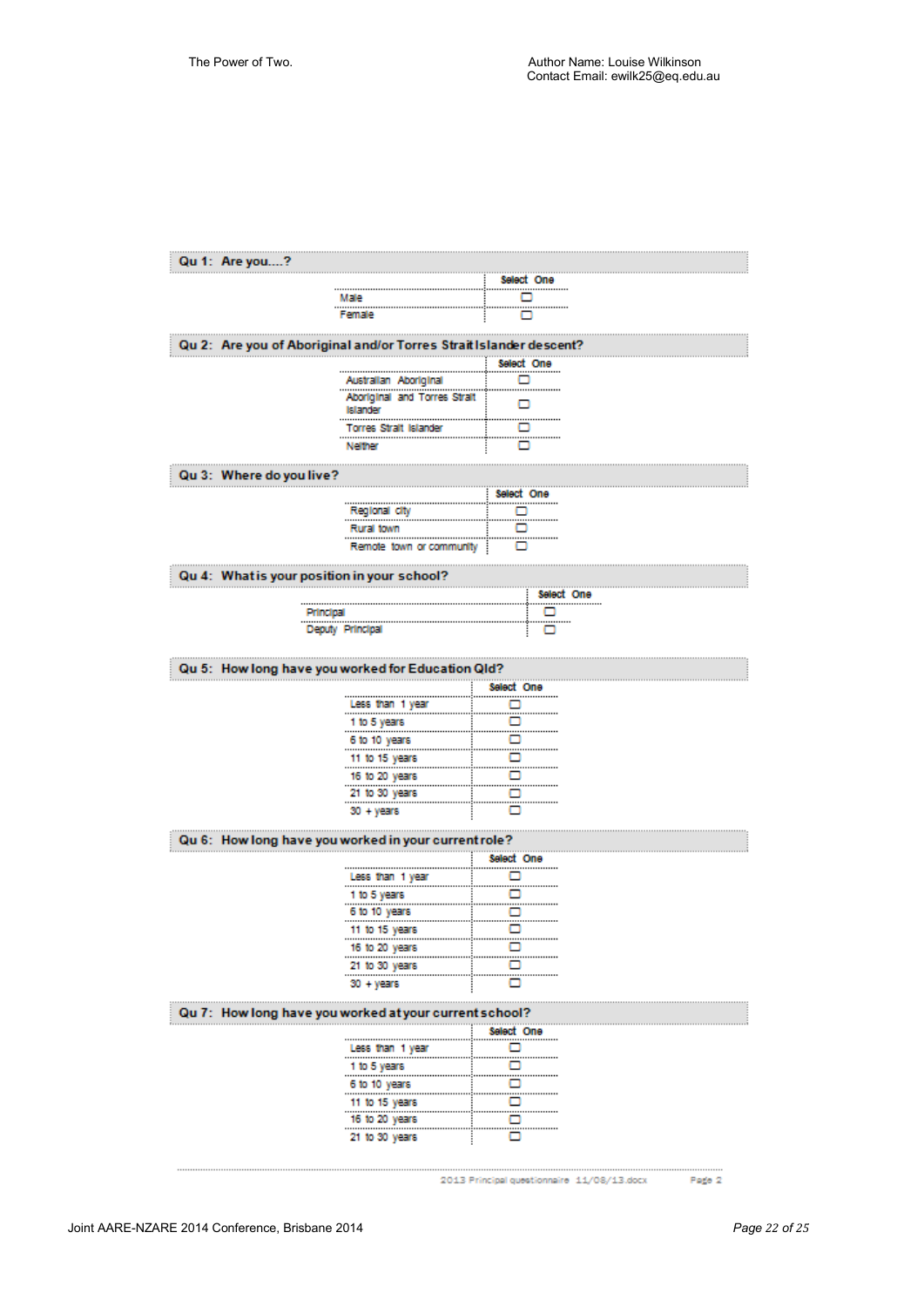**Qu 1: Are you....?**

| | Select One |
|---|---|
| Male | ☐ |
| Female | ☐ |

**Qu 2: Are you of Aboriginal and/or Torres Strait Islander descent?**

| | Select One |
|---|---|
| Australian Aboriginal | ☐ |
| Aboriginal and Torres Strait Islander | ☐ |
| Torres Strait Islander | ☐ |
| Neither | ☐ |

**Qu 3: Where do you live?**

| | Select One |
|---|---|
| Regional city | ☐ |
| Rural town | ☐ |
| Remote town or community | ☐ |

**Qu 4: What is your position in your school?**

| | Select One |
|---|---|
| Principal | ☐ |
| Deputy Principal | ☐ |

**Qu 5: How long have you worked for Education Qld?**

| | Select One |
|---|---|
| Less than 1 year | ☐ |
| 1 to 5 years | ☐ |
| 6 to 10 years | ☐ |
| 11 to 15 years | ☐ |
| 16 to 20 years | ☐ |
| 21 to 30 years | ☐ |
| 30 + years | ☐ |

**Qu 6: How long have you worked in your current role?**

| | Select One |
|---|---|
| Less than 1 year | ☐ |
| 1 to 5 years | ☐ |
| 6 to 10 years | ☐ |
| 11 to 15 years | ☐ |
| 16 to 20 years | ☐ |
| 21 to 30 years | ☐ |
| 30 + years | ☐ |

**Qu 7: How long have you worked at your current school?**

| | Select One |
|---|---|
| Less than 1 year | ☐ |
| 1 to 5 years | ☐ |
| 6 to 10 years | ☐ |
| 11 to 15 years | ☐ |
| 16 to 20 years | ☐ |
| 21 to 30 years | ☐ |

2013 Principal questionnaire 11/08/13.docx Page 2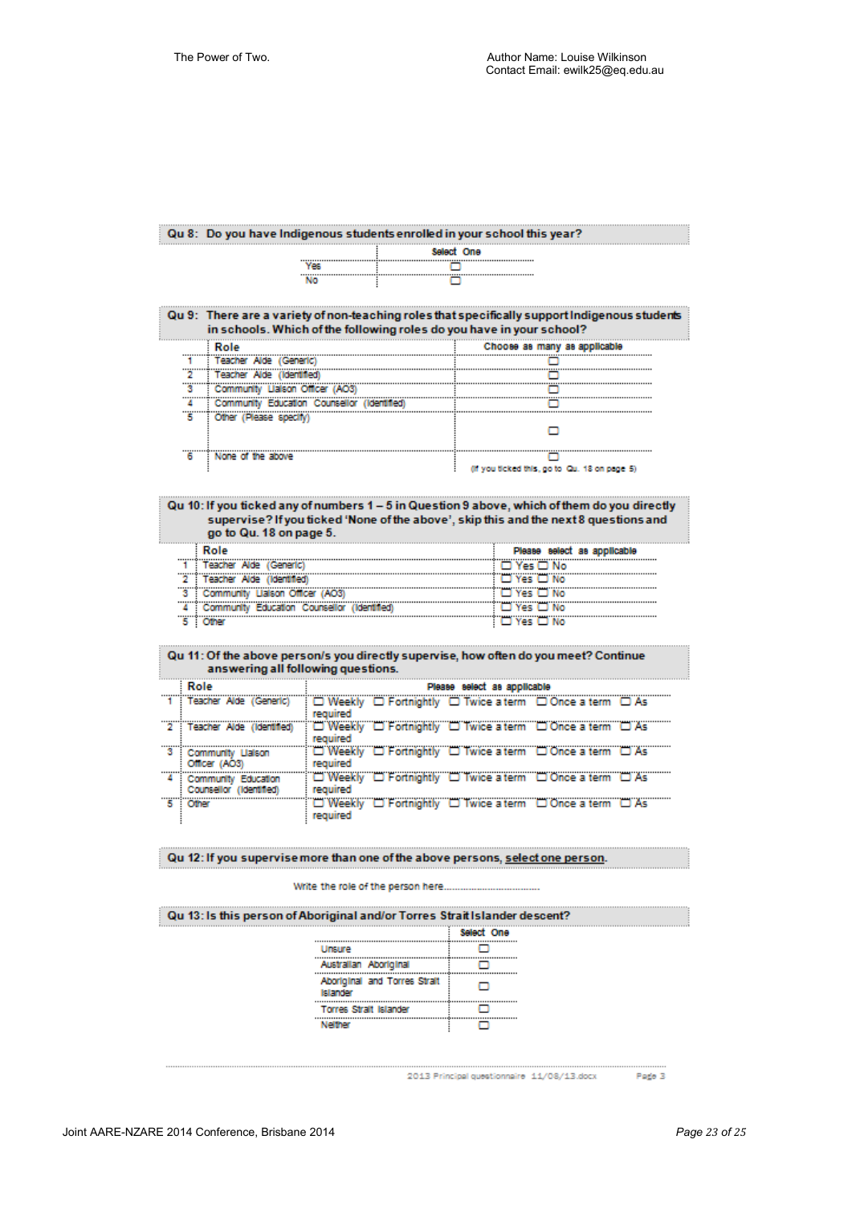**Qu 8: Do you have Indigenous students enrolled in your school this year?**

| | Select One |
|---|---|
| Yes | ☐ |
| No | ☐ |

**Qu 9: There are a variety of non-teaching roles that specifically support Indigenous students in schools. Which of the following roles do you have in your school?**

| | Role | Choose as many as applicable |
|---|---|---|
| 1 | Teacher Aide (Generic) | ☐ |
| 2 | Teacher Aide (Identified) | ☐ |
| 3 | Community Liaison Officer (AO3) | ☐ |
| 4 | Community Education Counsellor (Identified) | ☐ |
| 5 | Other (Please specify) | ☐ |
| 6 | None of the above | ☐ (If you ticked this, go to Qu. 18 on page 5) |

**Qu 10: If you ticked any of numbers 1 – 5 in Question 9 above, which of them do you directly supervise? If you ticked 'None of the above', skip this and the next 8 questions and go to Qu. 18 on page 5.**

| | Role | Please select as applicable |
|---|---|---|
| 1 | Teacher Aide (Generic) | ☐ Yes ☐ No |
| 2 | Teacher Aide (Identified) | ☐ Yes ☐ No |
| 3 | Community Liaison Officer (AO3) | ☐ Yes ☐ No |
| 4 | Community Education Counsellor (Identified) | ☐ Yes ☐ No |
| 5 | Other | ☐ Yes ☐ No |

**Qu 11: Of the above person/s you directly supervise, how often do you meet? Continue answering all following questions.**

| | Role | Please select as applicable |
|---|---|---|
| 1 | Teacher Aide (Generic) | ☐ Weekly ☐ Fortnightly ☐ Twice a term ☐ Once a term ☐ As required |
| 2 | Teacher Aide (Identified) | ☐ Weekly ☐ Fortnightly ☐ Twice a term ☐ Once a term ☐ As required |
| 3 | Community Liaison Officer (AO3) | ☐ Weekly ☐ Fortnightly ☐ Twice a term ☐ Once a term ☐ As required |
| 4 | Community Education Counsellor (Identified) | ☐ Weekly ☐ Fortnightly ☐ Twice a term ☐ Once a term ☐ As required |
| 5 | Other | ☐ Weekly ☐ Fortnightly ☐ Twice a term ☐ Once a term ☐ As required |

**Qu 12: If you supervise more than one of the above persons, <u>select one person</u>.**

Write the role of the person here.......................................

**Qu 13: Is this person of Aboriginal and/or Torres Strait Islander descent?**

| | Select One |
|---|---|
| Unsure | ☐ |
| Australian Aboriginal | ☐ |
| Aboriginal and Torres Strait Islander | ☐ |
| Torres Strait Islander | ☐ |
| Neither | ☐ |

2013 Principal questionnaire 11/08/13.docx Page 3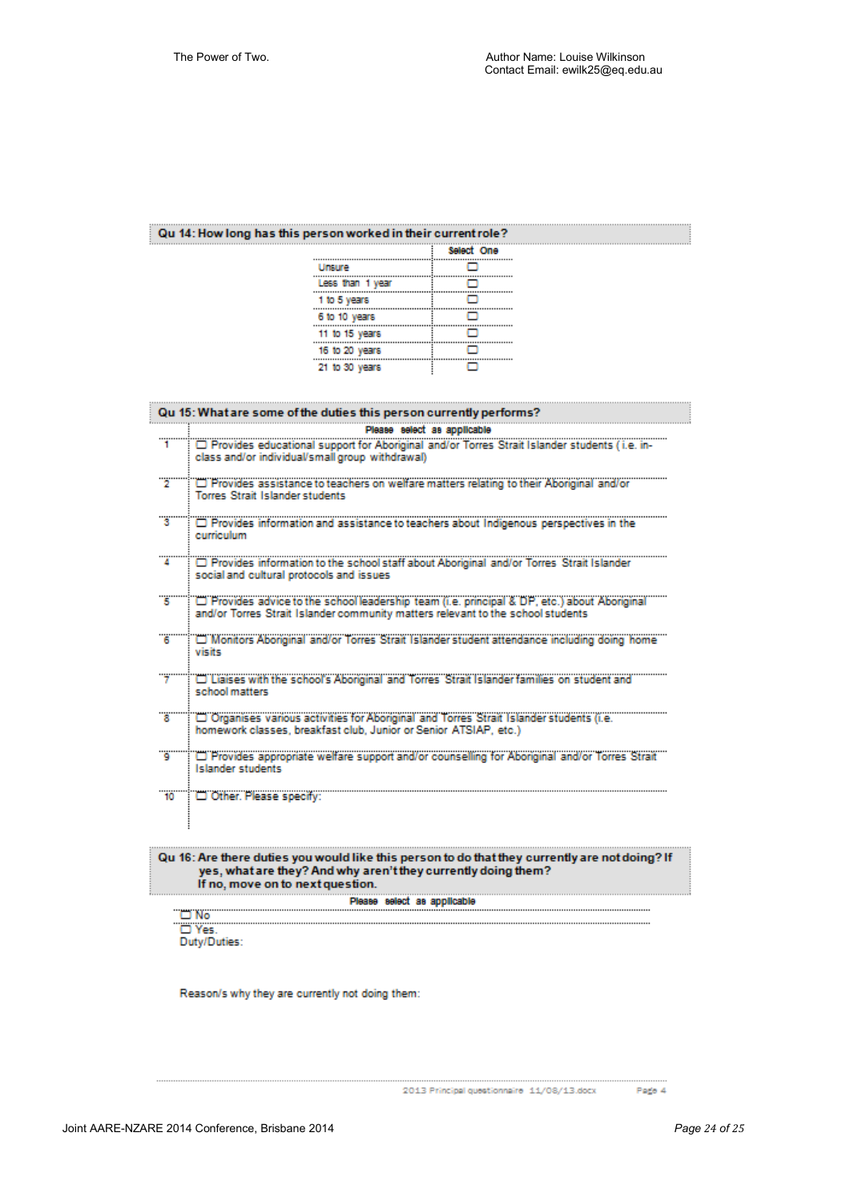**Qu 14: How long has this person worked in their current role?**

| | Select One |
|---|---|
| Unsure | ☐ |
| Less than 1 year | ☐ |
| 1 to 5 years | ☐ |
| 6 to 10 years | ☐ |
| 11 to 15 years | ☐ |
| 16 to 20 years | ☐ |
| 21 to 30 years | ☐ |

**Qu 15: What are some of the duties this person currently performs?**

| | Please select as applicable |
|---|---|
| 1 | ☐ Provides educational support for Aboriginal and/or Torres Strait Islander students (i.e. in-class and/or individual/small group withdrawal) |
| 2 | ☐ Provides assistance to teachers on welfare matters relating to their Aboriginal and/or Torres Strait Islander students |
| 3 | ☐ Provides information and assistance to teachers about Indigenous perspectives in the curriculum |
| 4 | ☐ Provides information to the school staff about Aboriginal and/or Torres Strait Islander social and cultural protocols and issues |
| 5 | ☐ Provides advice to the school leadership team (i.e. principal & DP, etc.) about Aboriginal and/or Torres Strait Islander community matters relevant to the school students |
| 6 | ☐ Monitors Aboriginal and/or Torres Strait Islander student attendance including doing home visits |
| 7 | ☐ Liaises with the school's Aboriginal and Torres Strait Islander families on student and school matters |
| 8 | ☐ Organises various activities for Aboriginal and Torres Strait Islander students (i.e. homework classes, breakfast club, Junior or Senior ATSIAP, etc.) |
| 9 | ☐ Provides appropriate welfare support and/or counselling for Aboriginal and/or Torres Strait Islander students |
| 10 | ☐ Other. Please specify: |

**Qu 16: Are there duties you would like this person to do that they currently are not doing? If yes, what are they? And why aren't they currently doing them? If no, move on to next question.**

Please select as applicable

☐ No

☐ Yes.
Duty/Duties:

Reason/s why they are currently not doing them:

2013 Principal questionnaire 11/08/13.docx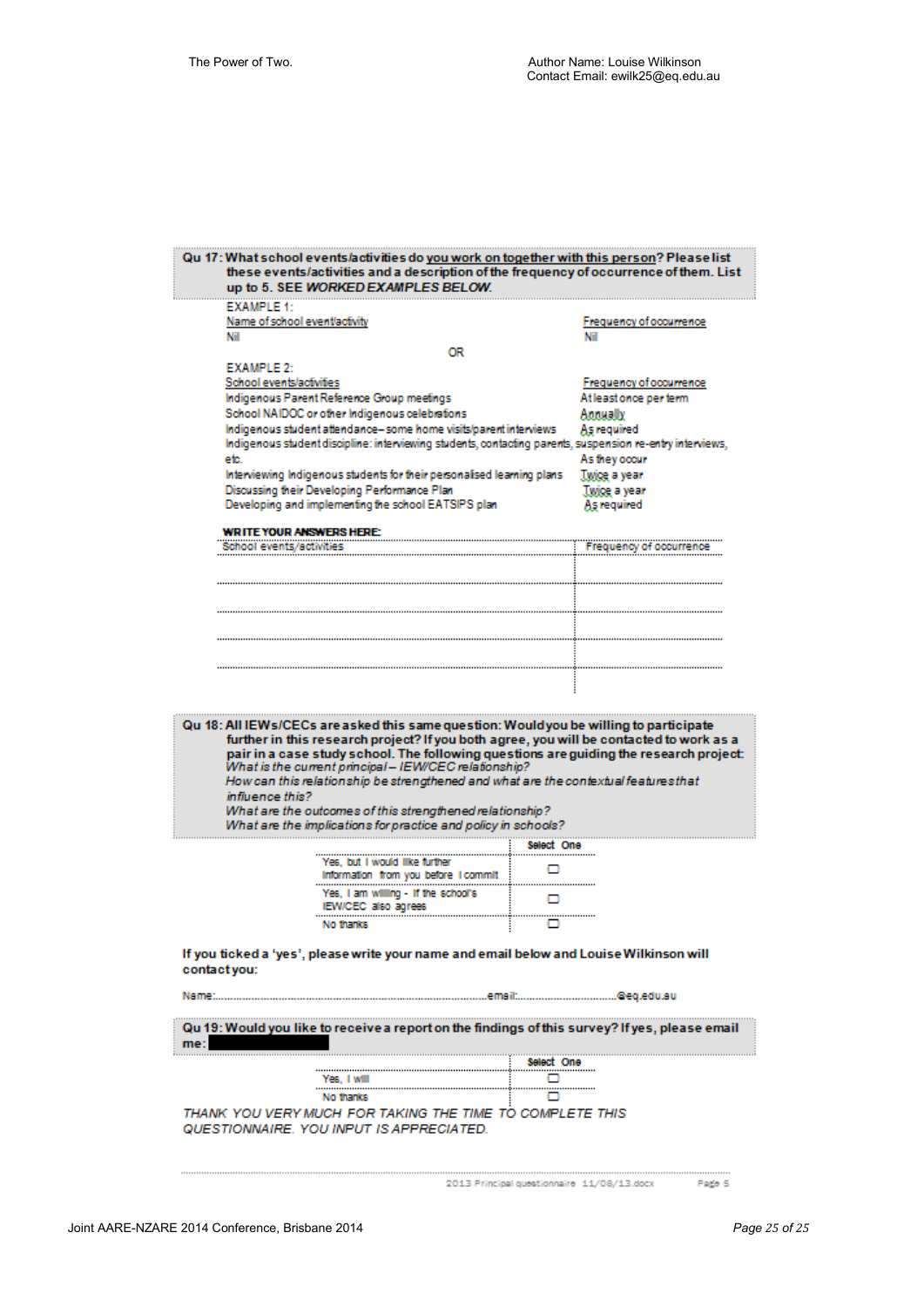**Qu 17: What school events/activities do you work on together with this person? Please list these events/activities and a description of the frequency of occurrence of them. List up to 5. SEE *WORKED EXAMPLES BELOW.***

EXAMPLE 1:

| Name of school event/activity | Frequency of occurrence |
|---|---|
| Nil | Nil |

OR

EXAMPLE 2:

| School events/activities | Frequency of occurrence |
|---|---|
| Indigenous Parent Reference Group meetings | At least once per term |
| School NAIDOC or other Indigenous celebrations | Annually |
| Indigenous student attendance – some home visits/parent interviews | As required |
| Indigenous student discipline: interviewing students, contacting parents, suspension re-entry interviews, etc. | As they occur |
| Interviewing Indigenous students for their personalised learning plans | Twice a year |
| Discussing their Developing Performance Plan | Twice a year |
| Developing and implementing the school EATSIPS plan | As required |

**WRITE YOUR ANSWERS HERE:**

| School events/activities | Frequency of occurrence |
|---|---|
| | |
| | |
| | |
| | |
| | |

**Qu 18: All IEWs/CECs are asked this same question: Would you be willing to participate further in this research project? If you both agree, you will be contacted to work as a pair in a case study school. The following questions are guiding the research project:**
*What is the current principal – IEW/CEC relationship?*
*How can this relationship be strengthened and what are the contextual features that influence this?*
*What are the outcomes of this strengthened relationship?*
*What are the implications for practice and policy in schools?*

| | Select One |
|---|---|
| Yes, but I would like further information from you before I commit | ☐ |
| Yes, I am willing - if the school's IEW/CEC also agrees | ☐ |
| No thanks | ☐ |

**If you ticked a 'yes', please write your name and email below and Louise Wilkinson will contact you:**

Name:...............................................email:...............................@eq.edu.au

**Qu 19: Would you like to receive a report on the findings of this survey? If yes, please email me:** ██████

| | Select One |
|---|---|
| Yes, I will | ☐ |
| No thanks | ☐ |

*THANK YOU VERY MUCH FOR TAKING THE TIME TO COMPLETE THIS QUESTIONNAIRE. YOU INPUT IS APPRECIATED.*

2013 Principal questionnaire 11/08/13.docx Page 5